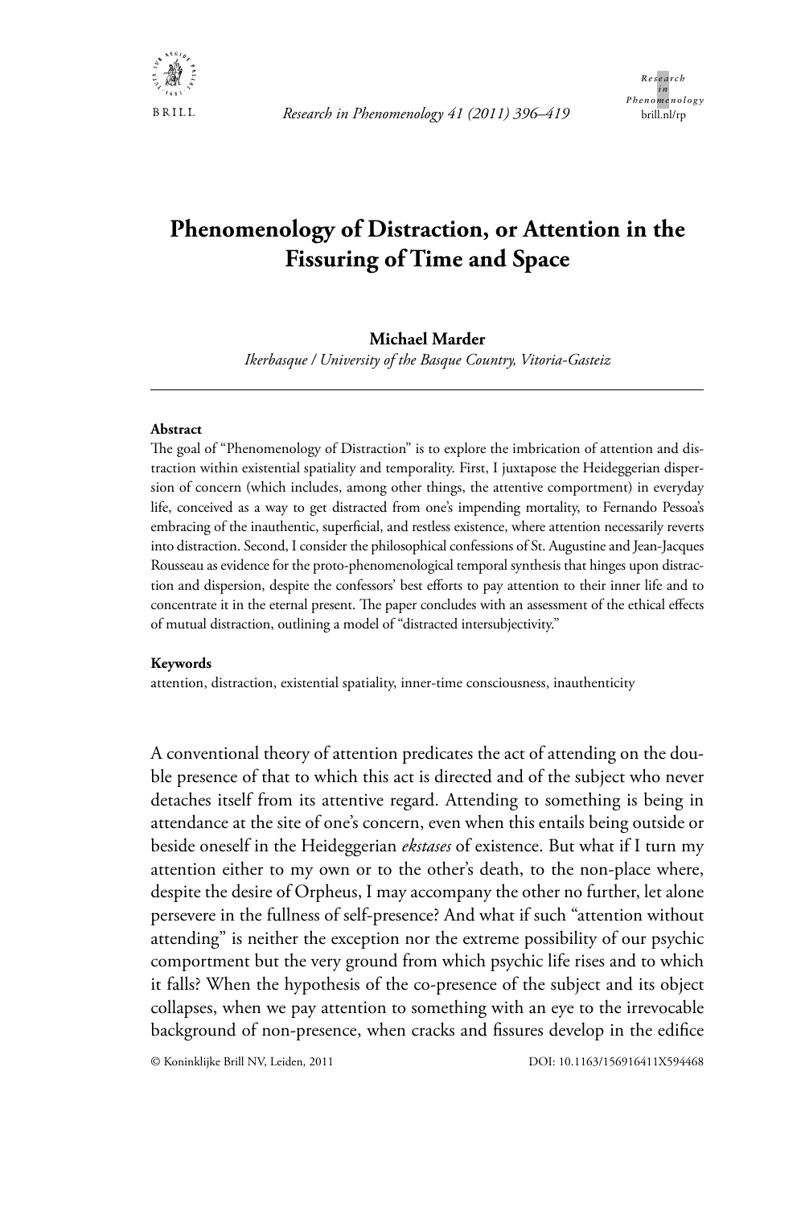# Phenomenology of Distraction, or Attention in the Fissuring of Time and Space

**Michael Marder**

*Ikerbasque / University of the Basque Country, Vitoria-Gasteiz*

---

**Abstract**

The goal of "Phenomenology of Distraction" is to explore the imbrication of attention and distraction within existential spatiality and temporality. First, I juxtapose the Heideggerian dispersion of concern (which includes, among other things, the attentive comportment) in everyday life, conceived as a way to get distracted from one's impending mortality, to Fernando Pessoa's embracing of the inauthentic, superficial, and restless existence, where attention necessarily reverts into distraction. Second, I consider the philosophical confessions of St. Augustine and Jean-Jacques Rousseau as evidence for the proto-phenomenological temporal synthesis that hinges upon distraction and dispersion, despite the confessors' best efforts to pay attention to their inner life and to concentrate it in the eternal present. The paper concludes with an assessment of the ethical effects of mutual distraction, outlining a model of "distracted intersubjectivity."

**Keywords**

attention, distraction, existential spatiality, inner-time consciousness, inauthenticity

A conventional theory of attention predicates the act of attending on the double presence of that to which this act is directed and of the subject who never detaches itself from its attentive regard. Attending to something is being in attendance at the site of one's concern, even when this entails being outside or beside oneself in the Heideggerian *ekstases* of existence. But what if I turn my attention either to my own or to the other's death, to the non-place where, despite the desire of Orpheus, I may accompany the other no further, let alone persevere in the fullness of self-presence? And what if such "attention without attending" is neither the exception nor the extreme possibility of our psychic comportment but the very ground from which psychic life rises and to which it falls? When the hypothesis of the co-presence of the subject and its object collapses, when we pay attention to something with an eye to the irrevocable background of non-presence, when cracks and fissures develop in the edifice

© Koninklijke Brill NV, Leiden, 2011 DOI: 10.1163/156916411X594468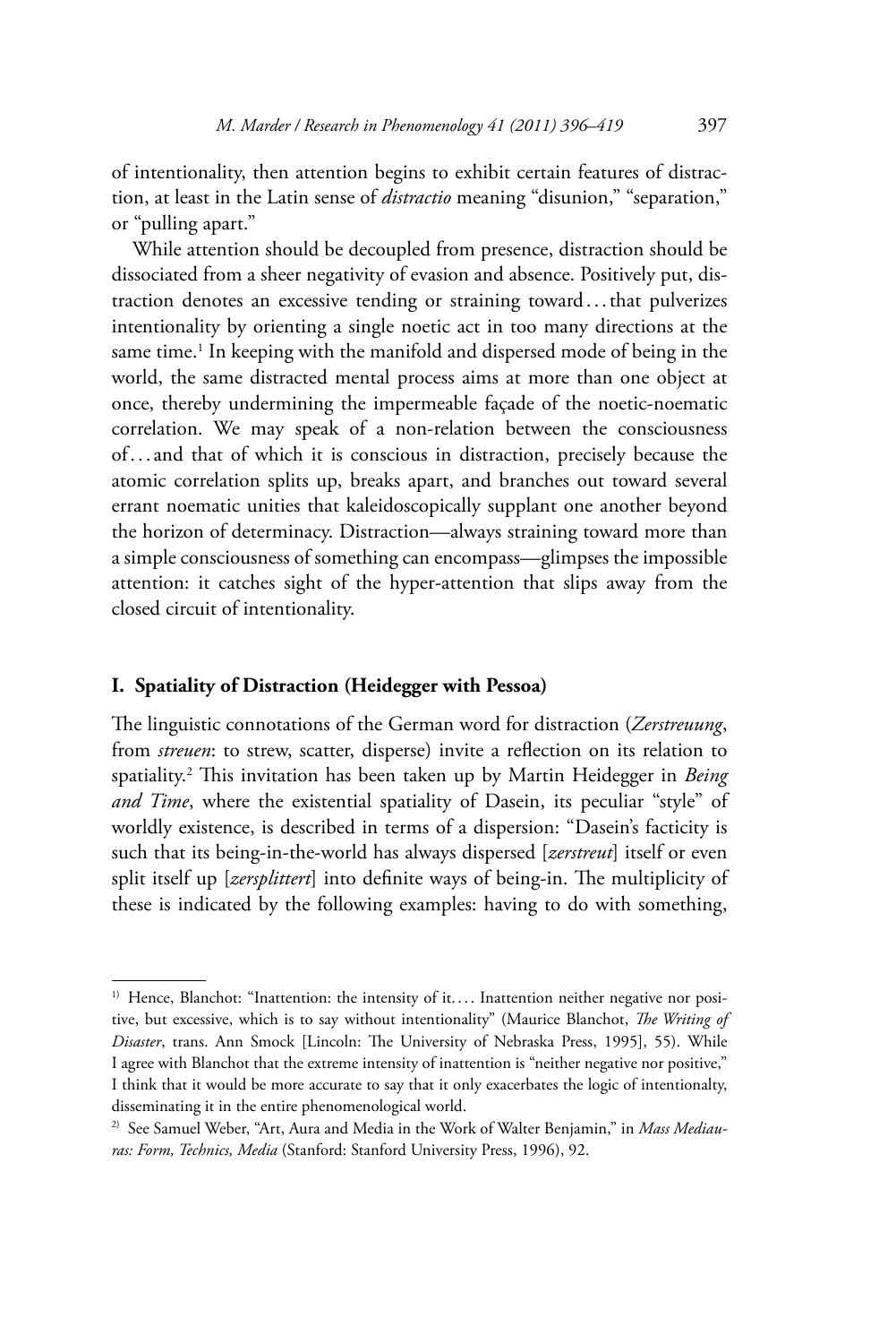of intentionality, then attention begins to exhibit certain features of distraction, at least in the Latin sense of *distractio* meaning "disunion," "separation," or "pulling apart."

While attention should be decoupled from presence, distraction should be dissociated from a sheer negativity of evasion and absence. Positively put, distraction denotes an excessive tending or straining toward . . . that pulverizes intentionality by orienting a single noetic act in too many directions at the same time.[1] In keeping with the manifold and dispersed mode of being in the world, the same distracted mental process aims at more than one object at once, thereby undermining the impermeable façade of the noetic-noematic correlation. We may speak of a non-relation between the consciousness of . . . and that of which it is conscious in distraction, precisely because the atomic correlation splits up, breaks apart, and branches out toward several errant noematic unities that kaleidoscopically supplant one another beyond the horizon of determinacy. Distraction—always straining toward more than a simple consciousness of something can encompass—glimpses the impossible attention: it catches sight of the hyper-attention that slips away from the closed circuit of intentionality.

## I. Spatiality of Distraction (Heidegger with Pessoa)

The linguistic connotations of the German word for distraction (*Zerstreuung*, from *streuen*: to strew, scatter, disperse) invite a reflection on its relation to spatiality.[2] This invitation has been taken up by Martin Heidegger in *Being and Time*, where the existential spatiality of Dasein, its peculiar "style" of worldly existence, is described in terms of a dispersion: "Dasein's facticity is such that its being-in-the-world has always dispersed [*zerstreut*] itself or even split itself up [*zersplittert*] into definite ways of being-in. The multiplicity of these is indicated by the following examples: having to do with something,

---

[1] Hence, Blanchot: "Inattention: the intensity of it. . . . Inattention neither negative nor positive, but excessive, which is to say without intentionality" (Maurice Blanchot, *The Writing of Disaster*, trans. Ann Smock [Lincoln: The University of Nebraska Press, 1995], 55). While I agree with Blanchot that the extreme intensity of inattention is "neither negative nor positive," I think that it would be more accurate to say that it only exacerbates the logic of intentionalty, disseminating it in the entire phenomenological world.

[2] See Samuel Weber, "Art, Aura and Media in the Work of Walter Benjamin," in *Mass Mediauras: Form, Technics, Media* (Stanford: Stanford University Press, 1996), 92.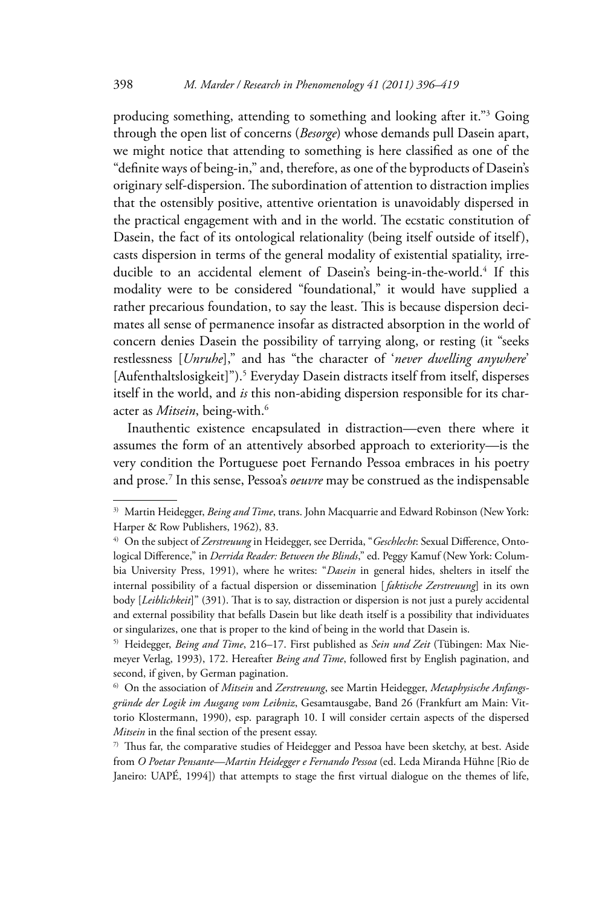producing something, attending to something and looking after it."[3] Going through the open list of concerns (*Besorge*) whose demands pull Dasein apart, we might notice that attending to something is here classified as one of the "definite ways of being-in," and, therefore, as one of the byproducts of Dasein's originary self-dispersion. The subordination of attention to distraction implies that the ostensibly positive, attentive orientation is unavoidably dispersed in the practical engagement with and in the world. The ecstatic constitution of Dasein, the fact of its ontological relationality (being itself outside of itself), casts dispersion in terms of the general modality of existential spatiality, irreducible to an accidental element of Dasein's being-in-the-world.[4] If this modality were to be considered "foundational," it would have supplied a rather precarious foundation, to say the least. This is because dispersion decimates all sense of permanence insofar as distracted absorption in the world of concern denies Dasein the possibility of tarrying along, or resting (it "seeks restlessness [*Unruhe*]," and has "the character of '*never dwelling anywhere*' [Aufenthaltslosigkeit]").[5] Everyday Dasein distracts itself from itself, disperses itself in the world, and *is* this non-abiding dispersion responsible for its character as *Mitsein*, being-with.[6]

Inauthentic existence encapsulated in distraction—even there where it assumes the form of an attentively absorbed approach to exteriority—is the very condition the Portuguese poet Fernando Pessoa embraces in his poetry and prose.[7] In this sense, Pessoa's *oeuvre* may be construed as the indispensable

---

3) Martin Heidegger, *Being and Time*, trans. John Macquarrie and Edward Robinson (New York: Harper & Row Publishers, 1962), 83.

4) On the subject of *Zerstreuung* in Heidegger, see Derrida, "*Geschlecht*: Sexual Difference, Ontological Difference," in *Derrida Reader: Between the Blinds*," ed. Peggy Kamuf (New York: Columbia University Press, 1991), where he writes: "*Dasein* in general hides, shelters in itself the internal possibility of a factual dispersion or dissemination [*faktische Zerstreuung*] in its own body [*Leiblichkeit*]" (391). That is to say, distraction or dispersion is not just a purely accidental and external possibility that befalls Dasein but like death itself is a possibility that individuates or singularizes, one that is proper to the kind of being in the world that Dasein is.

5) Heidegger, *Being and Time*, 216–17. First published as *Sein und Zeit* (Tübingen: Max Niemeyer Verlag, 1993), 172. Hereafter *Being and Time*, followed first by English pagination, and second, if given, by German pagination.

6) On the association of *Mitsein* and *Zerstreuung*, see Martin Heidegger, *Metaphysische Anfangsgründe der Logik im Ausgang vom Leibniz*, Gesamtausgabe, Band 26 (Frankfurt am Main: Vittorio Klostermann, 1990), esp. paragraph 10. I will consider certain aspects of the dispersed *Mitsein* in the final section of the present essay.

7) Thus far, the comparative studies of Heidegger and Pessoa have been sketchy, at best. Aside from *O Poetar Pensante—Martin Heidegger e Fernando Pessoa* (ed. Leda Miranda Hühne [Rio de Janeiro: UAPÉ, 1994]) that attempts to stage the first virtual dialogue on the themes of life,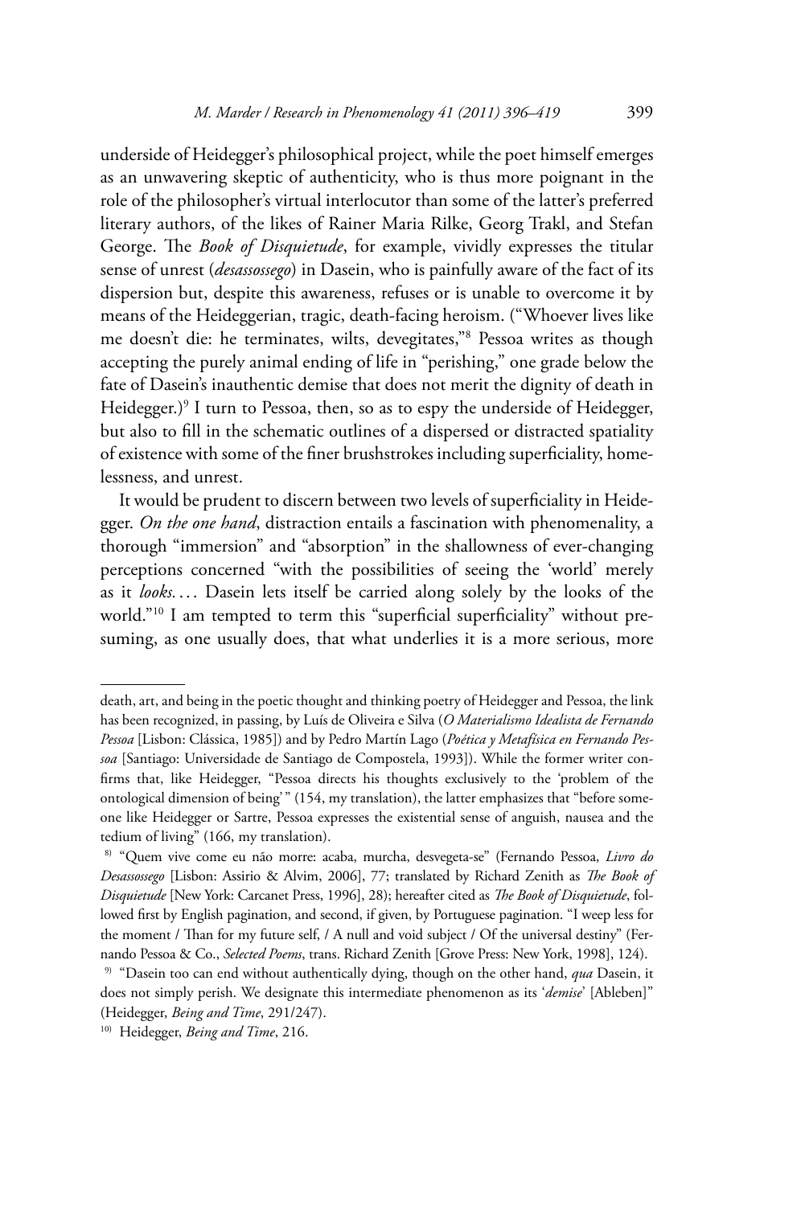underside of Heidegger's philosophical project, while the poet himself emerges as an unwavering skeptic of authenticity, who is thus more poignant in the role of the philosopher's virtual interlocutor than some of the latter's preferred literary authors, of the likes of Rainer Maria Rilke, Georg Trakl, and Stefan George. The *Book of Disquietude*, for example, vividly expresses the titular sense of unrest (*desassossego*) in Dasein, who is painfully aware of the fact of its dispersion but, despite this awareness, refuses or is unable to overcome it by means of the Heideggerian, tragic, death-facing heroism. ("Whoever lives like me doesn't die: he terminates, wilts, devegitates,"[8] Pessoa writes as though accepting the purely animal ending of life in "perishing," one grade below the fate of Dasein's inauthentic demise that does not merit the dignity of death in Heidegger.)[9] I turn to Pessoa, then, so as to espy the underside of Heidegger, but also to fill in the schematic outlines of a dispersed or distracted spatiality of existence with some of the finer brushstrokes including superficiality, homelessness, and unrest.

It would be prudent to discern between two levels of superficiality in Heidegger. *On the one hand*, distraction entails a fascination with phenomenality, a thorough "immersion" and "absorption" in the shallowness of ever-changing perceptions concerned "with the possibilities of seeing the 'world' merely as it *looks*.… Dasein lets itself be carried along solely by the looks of the world."[10] I am tempted to term this "superficial superficiality" without presuming, as one usually does, that what underlies it is a more serious, more

---

death, art, and being in the poetic thought and thinking poetry of Heidegger and Pessoa, the link has been recognized, in passing, by Luís de Oliveira e Silva (*O Materialismo Idealista de Fernando Pessoa* [Lisbon: Clássica, 1985]) and by Pedro Martín Lago (*Poética y Metafísica en Fernando Pessoa* [Santiago: Universidade de Santiago de Compostela, 1993]). While the former writer confirms that, like Heidegger, "Pessoa directs his thoughts exclusively to the 'problem of the ontological dimension of being' " (154, my translation), the latter emphasizes that "before someone like Heidegger or Sartre, Pessoa expresses the existential sense of anguish, nausea and the tedium of living" (166, my translation).

[8] "Quem vive come eu não morre: acaba, murcha, desvegeta-se" (Fernando Pessoa, *Livro do Desassossego* [Lisbon: Assirio & Alvim, 2006], 77; translated by Richard Zenith as *The Book of Disquietude* [New York: Carcanet Press, 1996], 28); hereafter cited as *The Book of Disquietude*, followed first by English pagination, and second, if given, by Portuguese pagination. "I weep less for the moment / Than for my future self, / A null and void subject / Of the universal destiny" (Fernando Pessoa & Co., *Selected Poems*, trans. Richard Zenith [Grove Press: New York, 1998], 124).

[9] "Dasein too can end without authentically dying, though on the other hand, *qua* Dasein, it does not simply perish. We designate this intermediate phenomenon as its '*demise*' [Ableben]" (Heidegger, *Being and Time*, 291/247).

[10] Heidegger, *Being and Time*, 216.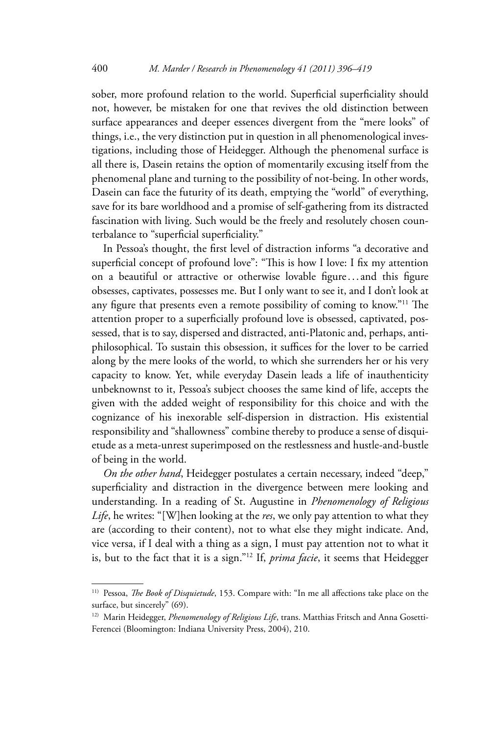sober, more profound relation to the world. Superficial superficiality should not, however, be mistaken for one that revives the old distinction between surface appearances and deeper essences divergent from the "mere looks" of things, i.e., the very distinction put in question in all phenomenological investigations, including those of Heidegger. Although the phenomenal surface is all there is, Dasein retains the option of momentarily excusing itself from the phenomenal plane and turning to the possibility of not-being. In other words, Dasein can face the futurity of its death, emptying the "world" of everything, save for its bare worldhood and a promise of self-gathering from its distracted fascination with living. Such would be the freely and resolutely chosen counterbalance to "superficial superficiality."

In Pessoa's thought, the first level of distraction informs "a decorative and superficial concept of profound love": "This is how I love: I fix my attention on a beautiful or attractive or otherwise lovable figure . . . and this figure obsesses, captivates, possesses me. But I only want to see it, and I don't look at any figure that presents even a remote possibility of coming to know."[11] The attention proper to a superficially profound love is obsessed, captivated, possessed, that is to say, dispersed and distracted, anti-Platonic and, perhaps, anti-philosophical. To sustain this obsession, it suffices for the lover to be carried along by the mere looks of the world, to which she surrenders her or his very capacity to know. Yet, while everyday Dasein leads a life of inauthenticity unbeknownst to it, Pessoa's subject chooses the same kind of life, accepts the given with the added weight of responsibility for this choice and with the cognizance of his inexorable self-dispersion in distraction. His existential responsibility and "shallowness" combine thereby to produce a sense of disquietude as a meta-unrest superimposed on the restlessness and hustle-and-bustle of being in the world.

*On the other hand*, Heidegger postulates a certain necessary, indeed "deep," superficiality and distraction in the divergence between mere looking and understanding. In a reading of St. Augustine in *Phenomenology of Religious Life*, he writes: "[W]hen looking at the *res*, we only pay attention to what they are (according to their content), not to what else they might indicate. And, vice versa, if I deal with a thing as a sign, I must pay attention not to what it is, but to the fact that it is a sign."[12] If, *prima facie*, it seems that Heidegger

---

[11] Pessoa, *The Book of Disquietude*, 153. Compare with: "In me all affections take place on the surface, but sincerely" (69).

[12] Marin Heidegger, *Phenomenology of Religious Life*, trans. Matthias Fritsch and Anna Gosetti-Ferencei (Bloomington: Indiana University Press, 2004), 210.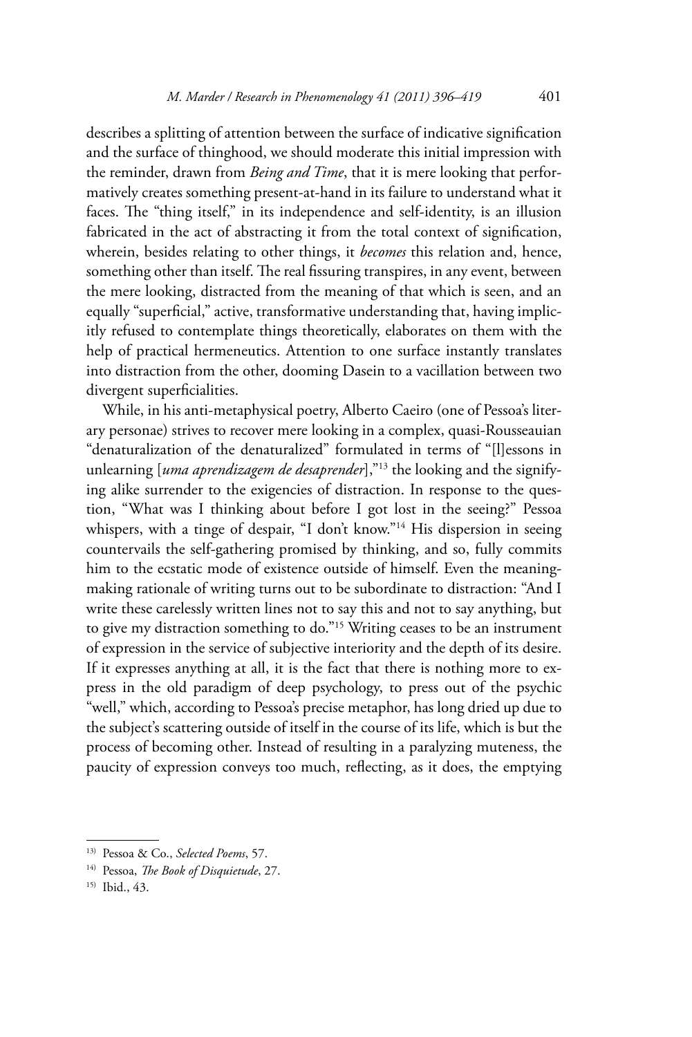describes a splitting of attention between the surface of indicative signification and the surface of thinghood, we should moderate this initial impression with the reminder, drawn from *Being and Time*, that it is mere looking that performatively creates something present-at-hand in its failure to understand what it faces. The "thing itself," in its independence and self-identity, is an illusion fabricated in the act of abstracting it from the total context of signification, wherein, besides relating to other things, it *becomes* this relation and, hence, something other than itself. The real fissuring transpires, in any event, between the mere looking, distracted from the meaning of that which is seen, and an equally "superficial," active, transformative understanding that, having implicitly refused to contemplate things theoretically, elaborates on them with the help of practical hermeneutics. Attention to one surface instantly translates into distraction from the other, dooming Dasein to a vacillation between two divergent superficialities.

While, in his anti-metaphysical poetry, Alberto Caeiro (one of Pessoa's literary personae) strives to recover mere looking in a complex, quasi-Rousseauian "denaturalization of the denaturalized" formulated in terms of "[l]essons in unlearning [*uma aprendizagem de desaprender*],"[13] the looking and the signifying alike surrender to the exigencies of distraction. In response to the question, "What was I thinking about before I got lost in the seeing?" Pessoa whispers, with a tinge of despair, "I don't know."[14] His dispersion in seeing countervails the self-gathering promised by thinking, and so, fully commits him to the ecstatic mode of existence outside of himself. Even the meaning-making rationale of writing turns out to be subordinate to distraction: "And I write these carelessly written lines not to say this and not to say anything, but to give my distraction something to do."[15] Writing ceases to be an instrument of expression in the service of subjective interiority and the depth of its desire. If it expresses anything at all, it is the fact that there is nothing more to express in the old paradigm of deep psychology, to press out of the psychic "well," which, according to Pessoa's precise metaphor, has long dried up due to the subject's scattering outside of itself in the course of its life, which is but the process of becoming other. Instead of resulting in a paralyzing muteness, the paucity of expression conveys too much, reflecting, as it does, the emptying

---

[13] Pessoa & Co., *Selected Poems*, 57.

[14] Pessoa, *The Book of Disquietude*, 27.

[15] Ibid., 43.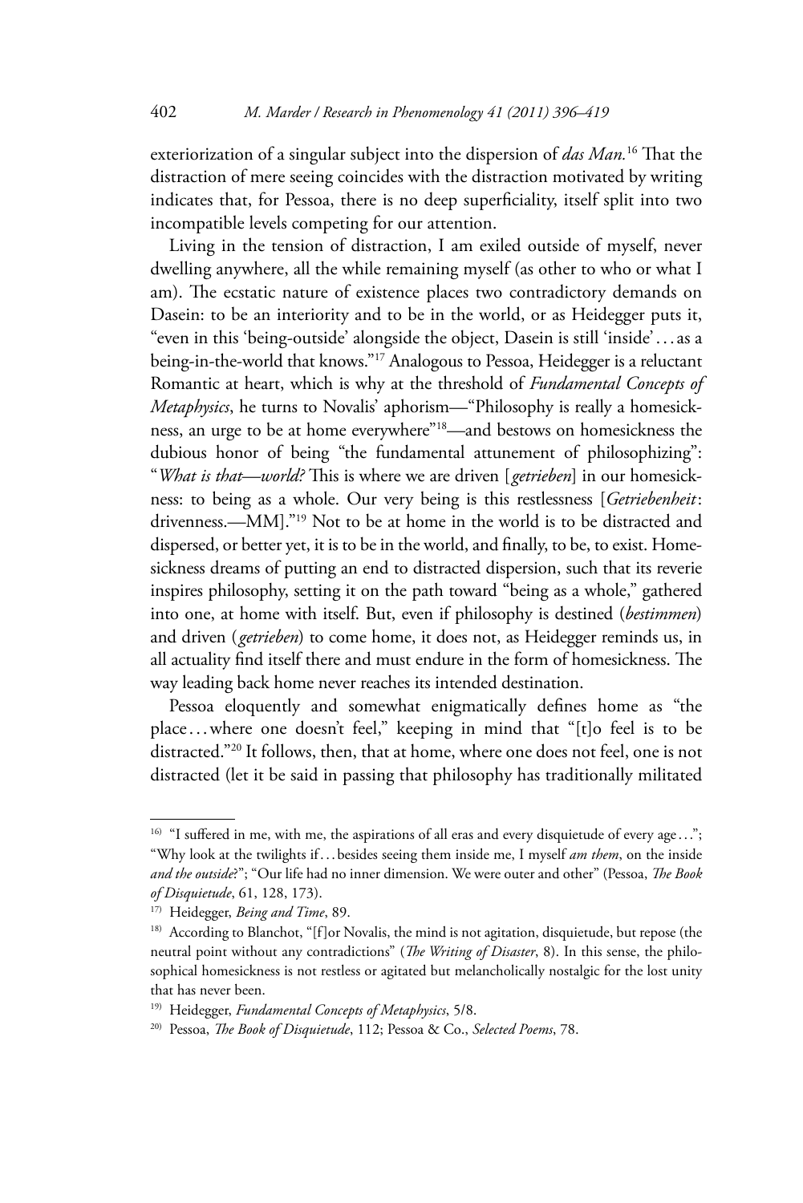exteriorization of a singular subject into the dispersion of *das Man.*[16] That the distraction of mere seeing coincides with the distraction motivated by writing indicates that, for Pessoa, there is no deep superficiality, itself split into two incompatible levels competing for our attention.

Living in the tension of distraction, I am exiled outside of myself, never dwelling anywhere, all the while remaining myself (as other to who or what I am). The ecstatic nature of existence places two contradictory demands on Dasein: to be an interiority and to be in the world, or as Heidegger puts it, "even in this 'being-outside' alongside the object, Dasein is still 'inside'... as a being-in-the-world that knows."[17] Analogous to Pessoa, Heidegger is a reluctant Romantic at heart, which is why at the threshold of *Fundamental Concepts of Metaphysics*, he turns to Novalis' aphorism—"Philosophy is really a homesickness, an urge to be at home everywhere"[18]—and bestows on homesickness the dubious honor of being "the fundamental attunement of philosophizing": "*What is that—world?* This is where we are driven [*getrieben*] in our homesickness: to being as a whole. Our very being is this restlessness [*Getriebenheit*: drivenness.—MM]."[19] Not to be at home in the world is to be distracted and dispersed, or better yet, it is to be in the world, and finally, to be, to exist. Homesickness dreams of putting an end to distracted dispersion, such that its reverie inspires philosophy, setting it on the path toward "being as a whole," gathered into one, at home with itself. But, even if philosophy is destined (*bestimmen*) and driven (*getrieben*) to come home, it does not, as Heidegger reminds us, in all actuality find itself there and must endure in the form of homesickness. The way leading back home never reaches its intended destination.

Pessoa eloquently and somewhat enigmatically defines home as "the place... where one doesn't feel," keeping in mind that "[t]o feel is to be distracted."[20] It follows, then, that at home, where one does not feel, one is not distracted (let it be said in passing that philosophy has traditionally militated

---

16) "I suffered in me, with me, the aspirations of all eras and every disquietude of every age..."; "Why look at the twilights if... besides seeing them inside me, I myself *am them*, on the inside *and the outside*?"; "Our life had no inner dimension. We were outer and other" (Pessoa, *The Book of Disquietude*, 61, 128, 173).

17) Heidegger, *Being and Time*, 89.

18) According to Blanchot, "[f]or Novalis, the mind is not agitation, disquietude, but repose (the neutral point without any contradictions" (*The Writing of Disaster*, 8). In this sense, the philosophical homesickness is not restless or agitated but melancholically nostalgic for the lost unity that has never been.

19) Heidegger, *Fundamental Concepts of Metaphysics*, 5/8.

20) Pessoa, *The Book of Disquietude*, 112; Pessoa & Co., *Selected Poems*, 78.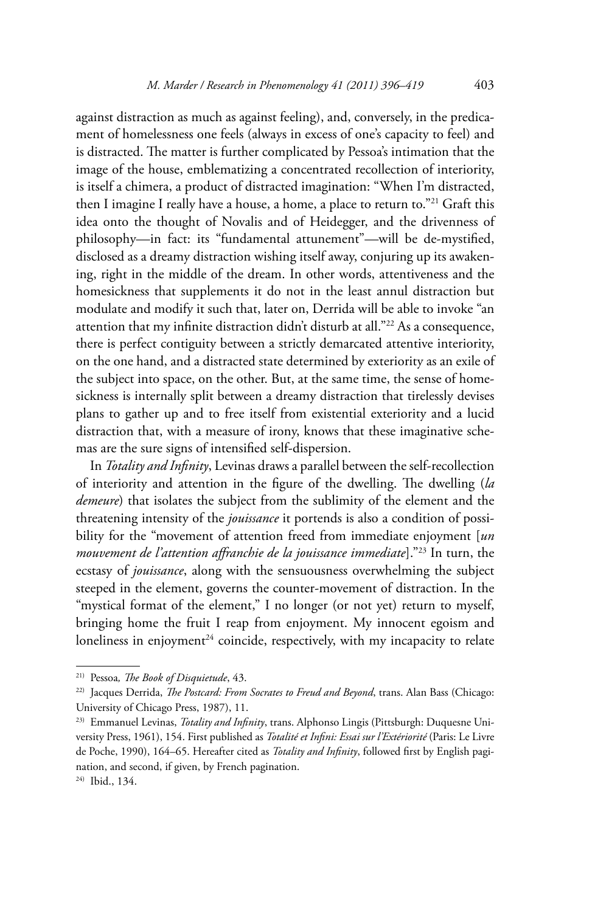against distraction as much as against feeling), and, conversely, in the predicament of homelessness one feels (always in excess of one's capacity to feel) and is distracted. The matter is further complicated by Pessoa's intimation that the image of the house, emblematizing a concentrated recollection of interiority, is itself a chimera, a product of distracted imagination: "When I'm distracted, then I imagine I really have a house, a home, a place to return to."[21] Graft this idea onto the thought of Novalis and of Heidegger, and the drivenness of philosophy—in fact: its "fundamental attunement"—will be de-mystified, disclosed as a dreamy distraction wishing itself away, conjuring up its awakening, right in the middle of the dream. In other words, attentiveness and the homesickness that supplements it do not in the least annul distraction but modulate and modify it such that, later on, Derrida will be able to invoke "an attention that my infinite distraction didn't disturb at all."[22] As a consequence, there is perfect contiguity between a strictly demarcated attentive interiority, on the one hand, and a distracted state determined by exteriority as an exile of the subject into space, on the other. But, at the same time, the sense of homesickness is internally split between a dreamy distraction that tirelessly devises plans to gather up and to free itself from existential exteriority and a lucid distraction that, with a measure of irony, knows that these imaginative schemas are the sure signs of intensified self-dispersion.

In *Totality and Infinity*, Levinas draws a parallel between the self-recollection of interiority and attention in the figure of the dwelling. The dwelling (*la demeure*) that isolates the subject from the sublimity of the element and the threatening intensity of the *jouissance* it portends is also a condition of possibility for the "movement of attention freed from immediate enjoyment [*un mouvement de l'attention affranchie de la jouissance immediate*]."[23] In turn, the ecstasy of *jouissance*, along with the sensuousness overwhelming the subject steeped in the element, governs the counter-movement of distraction. In the "mystical format of the element," I no longer (or not yet) return to myself, bringing home the fruit I reap from enjoyment. My innocent egoism and loneliness in enjoyment[24] coincide, respectively, with my incapacity to relate

---

21) Pessoa, *The Book of Disquietude*, 43.

22) Jacques Derrida, *The Postcard: From Socrates to Freud and Beyond*, trans. Alan Bass (Chicago: University of Chicago Press, 1987), 11.

23) Emmanuel Levinas, *Totality and Infinity*, trans. Alphonso Lingis (Pittsburgh: Duquesne University Press, 1961), 154. First published as *Totalité et Infini: Essai sur l'Extériorité* (Paris: Le Livre de Poche, 1990), 164–65. Hereafter cited as *Totality and Infinity*, followed first by English pagination, and second, if given, by French pagination.

24) Ibid., 134.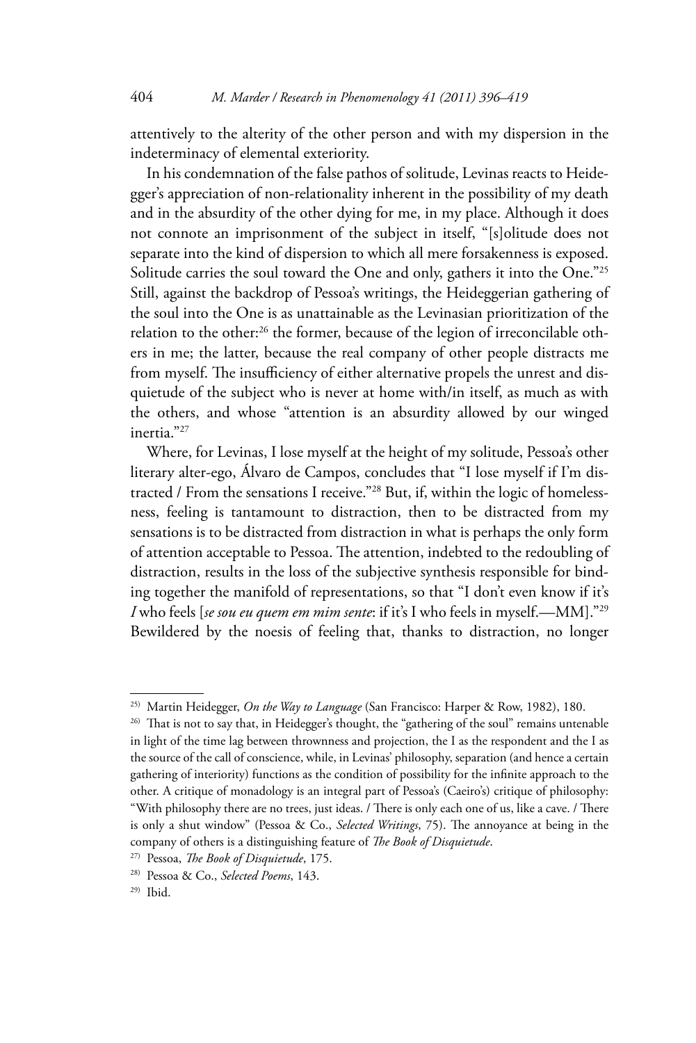attentively to the alterity of the other person and with my dispersion in the indeterminacy of elemental exteriority.

In his condemnation of the false pathos of solitude, Levinas reacts to Heidegger's appreciation of non-relationality inherent in the possibility of my death and in the absurdity of the other dying for me, in my place. Although it does not connote an imprisonment of the subject in itself, "[s]olitude does not separate into the kind of dispersion to which all mere forsakenness is exposed. Solitude carries the soul toward the One and only, gathers it into the One."[25] Still, against the backdrop of Pessoa's writings, the Heideggerian gathering of the soul into the One is as unattainable as the Levinasian prioritization of the relation to the other:[26] the former, because of the legion of irreconcilable others in me; the latter, because the real company of other people distracts me from myself. The insufficiency of either alternative propels the unrest and disquietude of the subject who is never at home with/in itself, as much as with the others, and whose "attention is an absurdity allowed by our winged inertia."[27]

Where, for Levinas, I lose myself at the height of my solitude, Pessoa's other literary alter-ego, Álvaro de Campos, concludes that "I lose myself if I'm distracted / From the sensations I receive."[28] But, if, within the logic of homelessness, feeling is tantamount to distraction, then to be distracted from my sensations is to be distracted from distraction in what is perhaps the only form of attention acceptable to Pessoa. The attention, indebted to the redoubling of distraction, results in the loss of the subjective synthesis responsible for binding together the manifold of representations, so that "I don't even know if it's *I* who feels [*se sou eu quem em mim sente*: if it's I who feels in myself.—MM]."[29] Bewildered by the noesis of feeling that, thanks to distraction, no longer

---

25) Martin Heidegger, *On the Way to Language* (San Francisco: Harper & Row, 1982), 180.

26) That is not to say that, in Heidegger's thought, the "gathering of the soul" remains untenable in light of the time lag between thrownness and projection, the I as the respondent and the I as the source of the call of conscience, while, in Levinas' philosophy, separation (and hence a certain gathering of interiority) functions as the condition of possibility for the infinite approach to the other. A critique of monadology is an integral part of Pessoa's (Caeiro's) critique of philosophy: "With philosophy there are no trees, just ideas. / There is only each one of us, like a cave. / There is only a shut window" (Pessoa & Co., *Selected Writings*, 75). The annoyance at being in the company of others is a distinguishing feature of *The Book of Disquietude*.

27) Pessoa, *The Book of Disquietude*, 175.

28) Pessoa & Co., *Selected Poems*, 143.

29) Ibid.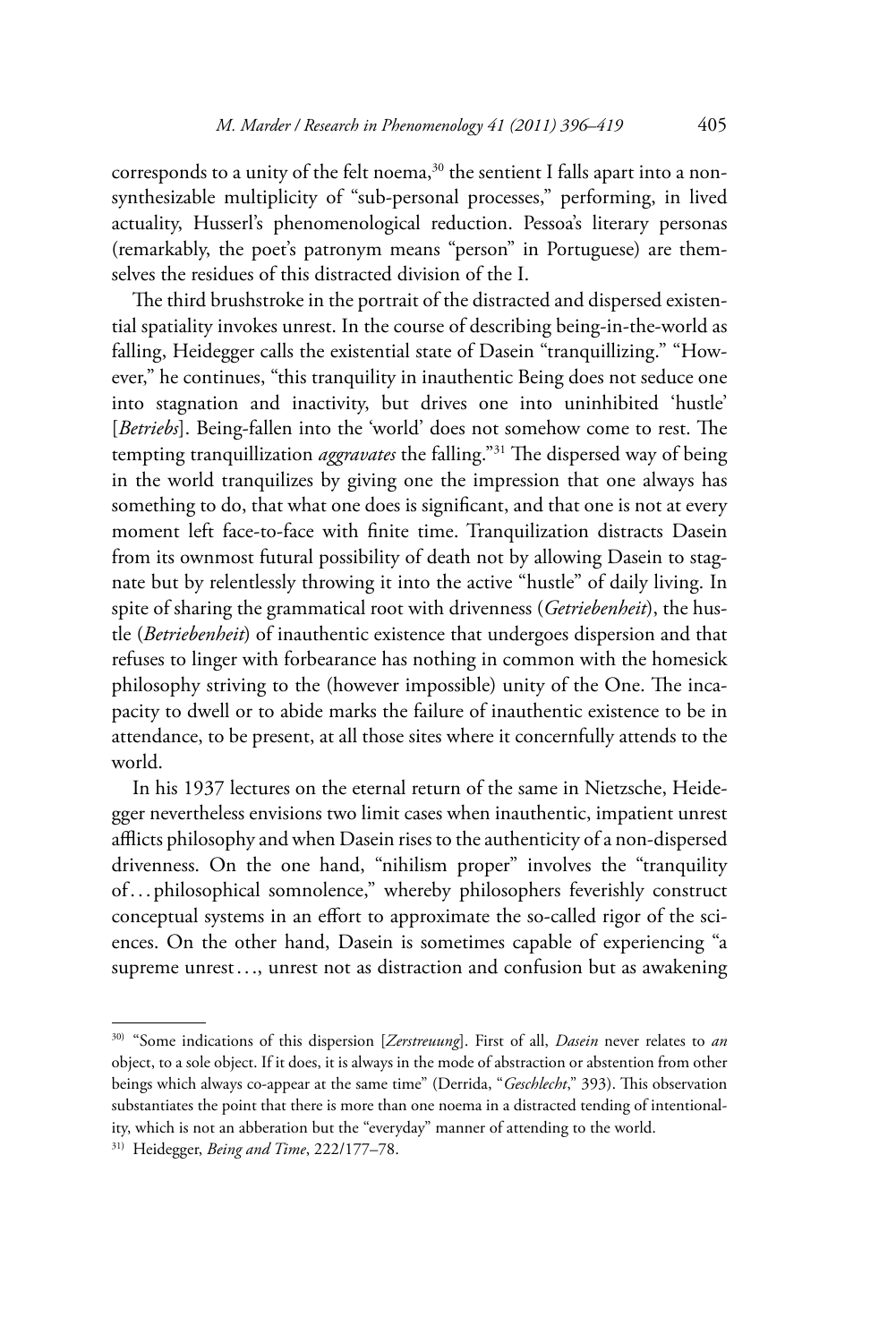corresponds to a unity of the felt noema,[30] the sentient I falls apart into a non-synthesizable multiplicity of "sub-personal processes," performing, in lived actuality, Husserl's phenomenological reduction. Pessoa's literary personas (remarkably, the poet's patronym means "person" in Portuguese) are themselves the residues of this distracted division of the I.

The third brushstroke in the portrait of the distracted and dispersed existential spatiality invokes unrest. In the course of describing being-in-the-world as falling, Heidegger calls the existential state of Dasein "tranquillizing." "However," he continues, "this tranquility in inauthentic Being does not seduce one into stagnation and inactivity, but drives one into uninhibited 'hustle' [*Betriebs*]. Being-fallen into the 'world' does not somehow come to rest. The tempting tranquillization *aggravates* the falling."[31] The dispersed way of being in the world tranquilizes by giving one the impression that one always has something to do, that what one does is significant, and that one is not at every moment left face-to-face with finite time. Tranquilization distracts Dasein from its ownmost futural possibility of death not by allowing Dasein to stagnate but by relentlessly throwing it into the active "hustle" of daily living. In spite of sharing the grammatical root with drivenness (*Getriebenheit*), the hustle (*Betriebenheit*) of inauthentic existence that undergoes dispersion and that refuses to linger with forbearance has nothing in common with the homesick philosophy striving to the (however impossible) unity of the One. The incapacity to dwell or to abide marks the failure of inauthentic existence to be in attendance, to be present, at all those sites where it concernfully attends to the world.

In his 1937 lectures on the eternal return of the same in Nietzsche, Heidegger nevertheless envisions two limit cases when inauthentic, impatient unrest afflicts philosophy and when Dasein rises to the authenticity of a non-dispersed drivenness. On the one hand, "nihilism proper" involves the "tranquility of…philosophical somnolence," whereby philosophers feverishly construct conceptual systems in an effort to approximate the so-called rigor of the sciences. On the other hand, Dasein is sometimes capable of experiencing "a supreme unrest…, unrest not as distraction and confusion but as awakening

---

[30] "Some indications of this dispersion [*Zerstreuung*]. First of all, *Dasein* never relates to *an* object, to a sole object. If it does, it is always in the mode of abstraction or abstention from other beings which always co-appear at the same time" (Derrida, "*Geschlecht*," 393). This observation substantiates the point that there is more than one noema in a distracted tending of intentionality, which is not an abberation but the "everyday" manner of attending to the world.

[31] Heidegger, *Being and Time*, 222/177–78.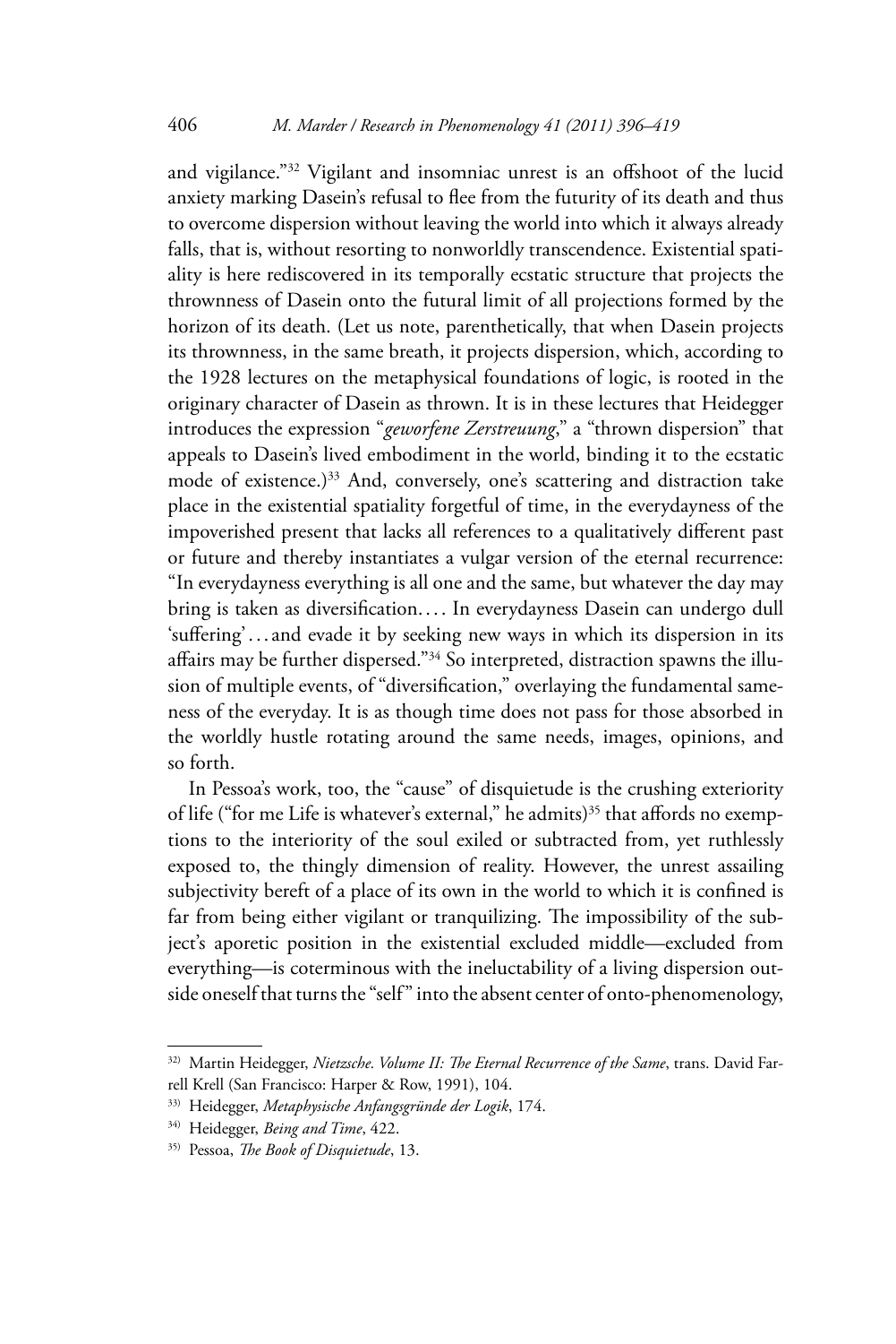and vigilance."[32] Vigilant and insomniac unrest is an offshoot of the lucid anxiety marking Dasein's refusal to flee from the futurity of its death and thus to overcome dispersion without leaving the world into which it always already falls, that is, without resorting to nonworldly transcendence. Existential spatiality is here rediscovered in its temporally ecstatic structure that projects the thrownness of Dasein onto the futural limit of all projections formed by the horizon of its death. (Let us note, parenthetically, that when Dasein projects its thrownness, in the same breath, it projects dispersion, which, according to the 1928 lectures on the metaphysical foundations of logic, is rooted in the originary character of Dasein as thrown. It is in these lectures that Heidegger introduces the expression "*geworfene Zerstreuung*," a "thrown dispersion" that appeals to Dasein's lived embodiment in the world, binding it to the ecstatic mode of existence.)[33] And, conversely, one's scattering and distraction take place in the existential spatiality forgetful of time, in the everydayness of the impoverished present that lacks all references to a qualitatively different past or future and thereby instantiates a vulgar version of the eternal recurrence: "In everydayness everything is all one and the same, but whatever the day may bring is taken as diversification. . . . In everydayness Dasein can undergo dull 'suffering' . . . and evade it by seeking new ways in which its dispersion in its affairs may be further dispersed."[34] So interpreted, distraction spawns the illusion of multiple events, of "diversification," overlaying the fundamental sameness of the everyday. It is as though time does not pass for those absorbed in the worldly hustle rotating around the same needs, images, opinions, and so forth.

In Pessoa's work, too, the "cause" of disquietude is the crushing exteriority of life ("for me Life is whatever's external," he admits)[35] that affords no exemptions to the interiority of the soul exiled or subtracted from, yet ruthlessly exposed to, the thingly dimension of reality. However, the unrest assailing subjectivity bereft of a place of its own in the world to which it is confined is far from being either vigilant or tranquilizing. The impossibility of the subject's aporetic position in the existential excluded middle—excluded from everything—is coterminous with the ineluctability of a living dispersion outside oneself that turns the "self" into the absent center of onto-phenomenology,

---

[32] Martin Heidegger, *Nietzsche. Volume II: The Eternal Recurrence of the Same*, trans. David Farrell Krell (San Francisco: Harper & Row, 1991), 104.

[33] Heidegger, *Metaphysische Anfangsgründe der Logik*, 174.

[34] Heidegger, *Being and Time*, 422.

[35] Pessoa, *The Book of Disquietude*, 13.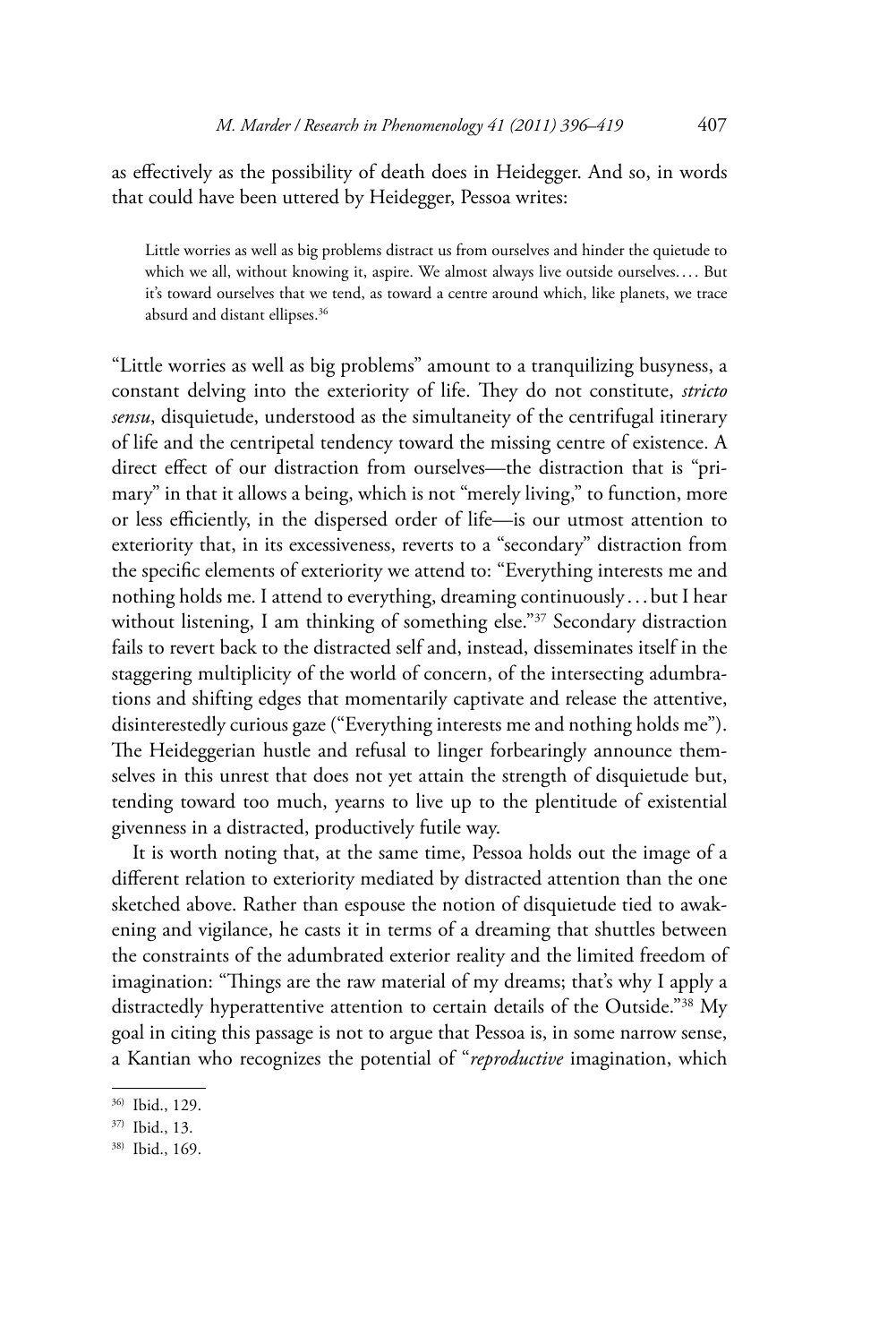as effectively as the possibility of death does in Heidegger. And so, in words that could have been uttered by Heidegger, Pessoa writes:

> Little worries as well as big problems distract us from ourselves and hinder the quietude to which we all, without knowing it, aspire. We almost always live outside ourselves. . . . But it's toward ourselves that we tend, as toward a centre around which, like planets, we trace absurd and distant ellipses.[36]

"Little worries as well as big problems" amount to a tranquilizing busyness, a constant delving into the exteriority of life. They do not constitute, *stricto sensu*, disquietude, understood as the simultaneity of the centrifugal itinerary of life and the centripetal tendency toward the missing centre of existence. A direct effect of our distraction from ourselves—the distraction that is "primary" in that it allows a being, which is not "merely living," to function, more or less efficiently, in the dispersed order of life—is our utmost attention to exteriority that, in its excessiveness, reverts to a "secondary" distraction from the specific elements of exteriority we attend to: "Everything interests me and nothing holds me. I attend to everything, dreaming continuously . . . but I hear without listening, I am thinking of something else."[37] Secondary distraction fails to revert back to the distracted self and, instead, disseminates itself in the staggering multiplicity of the world of concern, of the intersecting adumbrations and shifting edges that momentarily captivate and release the attentive, disinterestedly curious gaze ("Everything interests me and nothing holds me"). The Heideggerian hustle and refusal to linger forbearingly announce themselves in this unrest that does not yet attain the strength of disquietude but, tending toward too much, yearns to live up to the plentitude of existential givenness in a distracted, productively futile way.

It is worth noting that, at the same time, Pessoa holds out the image of a different relation to exteriority mediated by distracted attention than the one sketched above. Rather than espouse the notion of disquietude tied to awakening and vigilance, he casts it in terms of a dreaming that shuttles between the constraints of the adumbrated exterior reality and the limited freedom of imagination: "Things are the raw material of my dreams; that's why I apply a distractedly hyperattentive attention to certain details of the Outside."[38] My goal in citing this passage is not to argue that Pessoa is, in some narrow sense, a Kantian who recognizes the potential of "*reproductive* imagination, which

---

[36] Ibid., 129.

[37] Ibid., 13.

[38] Ibid., 169.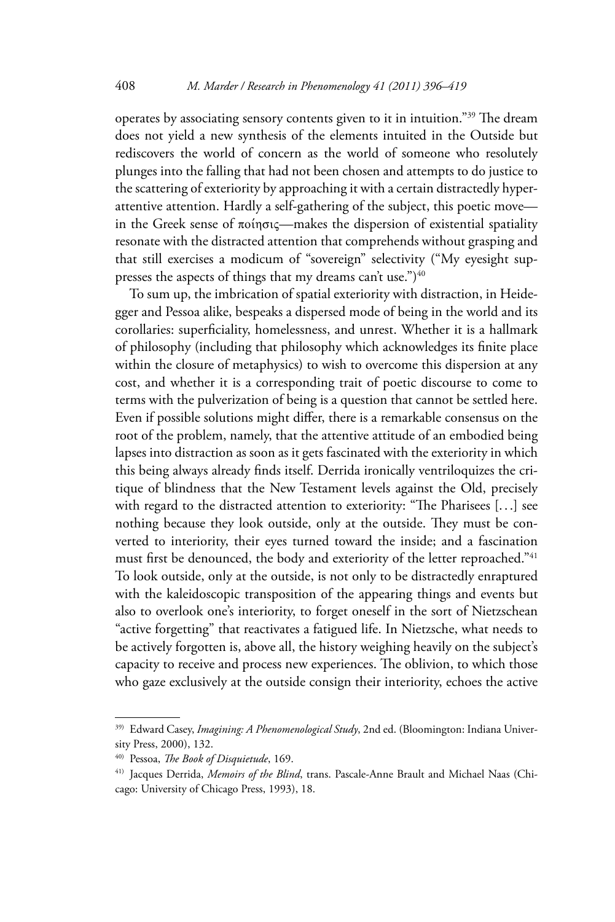operates by associating sensory contents given to it in intuition."[39] The dream does not yield a new synthesis of the elements intuited in the Outside but rediscovers the world of concern as the world of someone who resolutely plunges into the falling that had not been chosen and attempts to do justice to the scattering of exteriority by approaching it with a certain distractedly hyper-attentive attention. Hardly a self-gathering of the subject, this poetic move—in the Greek sense of ποίησις—makes the dispersion of existential spatiality resonate with the distracted attention that comprehends without grasping and that still exercises a modicum of "sovereign" selectivity ("My eyesight suppresses the aspects of things that my dreams can't use.")[40]

To sum up, the imbrication of spatial exteriority with distraction, in Heidegger and Pessoa alike, bespeaks a dispersed mode of being in the world and its corollaries: superficiality, homelessness, and unrest. Whether it is a hallmark of philosophy (including that philosophy which acknowledges its finite place within the closure of metaphysics) to wish to overcome this dispersion at any cost, and whether it is a corresponding trait of poetic discourse to come to terms with the pulverization of being is a question that cannot be settled here. Even if possible solutions might differ, there is a remarkable consensus on the root of the problem, namely, that the attentive attitude of an embodied being lapses into distraction as soon as it gets fascinated with the exteriority in which this being always already finds itself. Derrida ironically ventriloquizes the critique of blindness that the New Testament levels against the Old, precisely with regard to the distracted attention to exteriority: "The Pharisees [. . .] see nothing because they look outside, only at the outside. They must be converted to interiority, their eyes turned toward the inside; and a fascination must first be denounced, the body and exteriority of the letter reproached."[41] To look outside, only at the outside, is not only to be distractedly enraptured with the kaleidoscopic transposition of the appearing things and events but also to overlook one's interiority, to forget oneself in the sort of Nietzschean "active forgetting" that reactivates a fatigued life. In Nietzsche, what needs to be actively forgotten is, above all, the history weighing heavily on the subject's capacity to receive and process new experiences. The oblivion, to which those who gaze exclusively at the outside consign their interiority, echoes the active

---

[39] Edward Casey, *Imagining: A Phenomenological Study*, 2nd ed. (Bloomington: Indiana University Press, 2000), 132.

[40] Pessoa, *The Book of Disquietude*, 169.

[41] Jacques Derrida, *Memoirs of the Blind*, trans. Pascale-Anne Brault and Michael Naas (Chicago: University of Chicago Press, 1993), 18.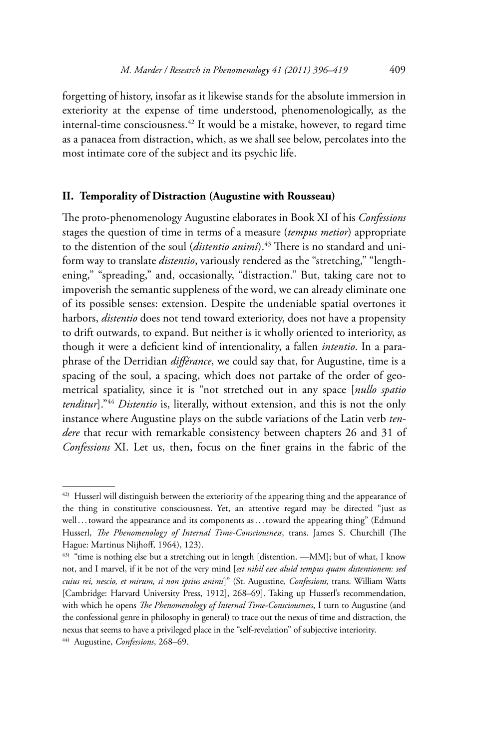forgetting of history, insofar as it likewise stands for the absolute immersion in exteriority at the expense of time understood, phenomenologically, as the internal-time consciousness.[42] It would be a mistake, however, to regard time as a panacea from distraction, which, as we shall see below, percolates into the most intimate core of the subject and its psychic life.

## II. Temporality of Distraction (Augustine with Rousseau)

The proto-phenomenology Augustine elaborates in Book XI of his *Confessions* stages the question of time in terms of a measure (*tempus metior*) appropriate to the distention of the soul (*distentio animi*).[43] There is no standard and uniform way to translate *distentio*, variously rendered as the "stretching," "lengthening," "spreading," and, occasionally, "distraction." But, taking care not to impoverish the semantic suppleness of the word, we can already eliminate one of its possible senses: extension. Despite the undeniable spatial overtones it harbors, *distentio* does not tend toward exteriority, does not have a propensity to drift outwards, to expand. But neither is it wholly oriented to interiority, as though it were a deficient kind of intentionality, a fallen *intentio*. In a paraphrase of the Derridian *différance*, we could say that, for Augustine, time is a spacing of the soul, a spacing, which does not partake of the order of geometrical spatiality, since it is "not stretched out in any space [*nullo spatio tenditur*]."[44] *Distentio* is, literally, without extension, and this is not the only instance where Augustine plays on the subtle variations of the Latin verb *tendere* that recur with remarkable consistency between chapters 26 and 31 of *Confessions* XI. Let us, then, focus on the finer grains in the fabric of the

---

42) Husserl will distinguish between the exteriority of the appearing thing and the appearance of the thing in constitutive consciousness. Yet, an attentive regard may be directed "just as well … toward the appearance and its components as … toward the appearing thing" (Edmund Husserl, *The Phenomenology of Internal Time-Consciousness*, trans. James S. Churchill (The Hague: Martinus Nijhoff, 1964), 123).

43) "time is nothing else but a stretching out in length [distention. —MM]; but of what, I know not, and I marvel, if it be not of the very mind [*est nihil esse aluid tempus quam distentionem: sed cuius rei, nescio, et mirum, si non ipsius animi*]" (St. Augustine, *Confessions*, trans. William Watts [Cambridge: Harvard University Press, 1912], 268–69]. Taking up Husserl's recommendation, with which he opens *The Phenomenology of Internal Time-Consciousness*, I turn to Augustine (and the confessional genre in philosophy in general) to trace out the nexus of time and distraction, the nexus that seems to have a privileged place in the "self-revelation" of subjective interiority.

44) Augustine, *Confessions*, 268–69.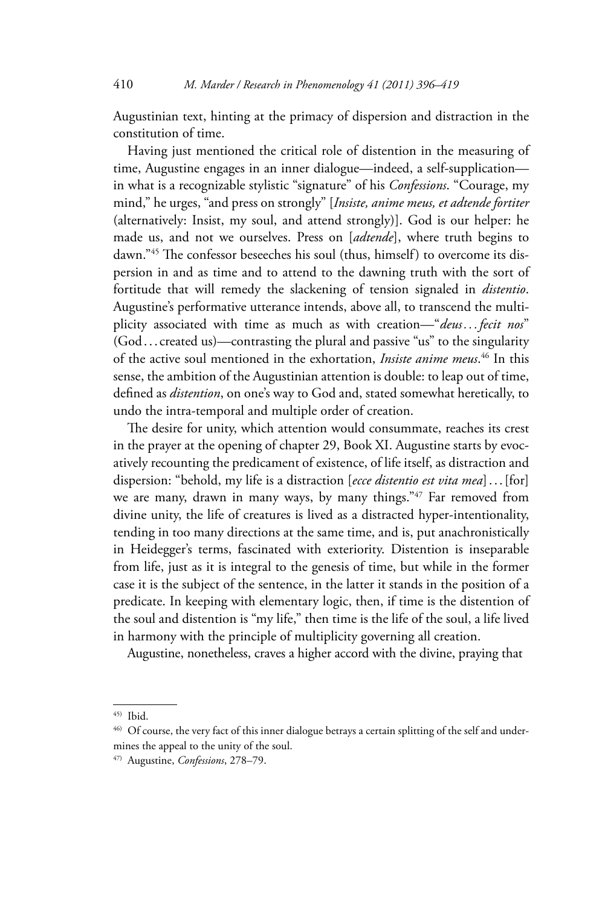Augustinian text, hinting at the primacy of dispersion and distraction in the constitution of time.

Having just mentioned the critical role of distention in the measuring of time, Augustine engages in an inner dialogue—indeed, a self-supplication—in what is a recognizable stylistic "signature" of his *Confessions*. "Courage, my mind," he urges, "and press on strongly" [*Insiste, anime meus, et adtende fortiter* (alternatively: Insist, my soul, and attend strongly)]. God is our helper: he made us, and not we ourselves. Press on [*adtende*], where truth begins to dawn."[45] The confessor beseeches his soul (thus, himself) to overcome its dispersion in and as time and to attend to the dawning truth with the sort of fortitude that will remedy the slackening of tension signaled in *distentio*. Augustine's performative utterance intends, above all, to transcend the multiplicity associated with time as much as with creation—"*deus* . . . *fecit nos*" (God . . . created us)—contrasting the plural and passive "us" to the singularity of the active soul mentioned in the exhortation, *Insiste anime meus*.[46] In this sense, the ambition of the Augustinian attention is double: to leap out of time, defined as *distention*, on one's way to God and, stated somewhat heretically, to undo the intra-temporal and multiple order of creation.

The desire for unity, which attention would consummate, reaches its crest in the prayer at the opening of chapter 29, Book XI. Augustine starts by evocatively recounting the predicament of existence, of life itself, as distraction and dispersion: "behold, my life is a distraction [*ecce distentio est vita mea*] . . . [for] we are many, drawn in many ways, by many things."[47] Far removed from divine unity, the life of creatures is lived as a distracted hyper-intentionality, tending in too many directions at the same time, and is, put anachronistically in Heidegger's terms, fascinated with exteriority. Distention is inseparable from life, just as it is integral to the genesis of time, but while in the former case it is the subject of the sentence, in the latter it stands in the position of a predicate. In keeping with elementary logic, then, if time is the distention of the soul and distention is "my life," then time is the life of the soul, a life lived in harmony with the principle of multiplicity governing all creation.

Augustine, nonetheless, craves a higher accord with the divine, praying that

---

[45] Ibid.

[46] Of course, the very fact of this inner dialogue betrays a certain splitting of the self and undermines the appeal to the unity of the soul.

[47] Augustine, *Confessions*, 278–79.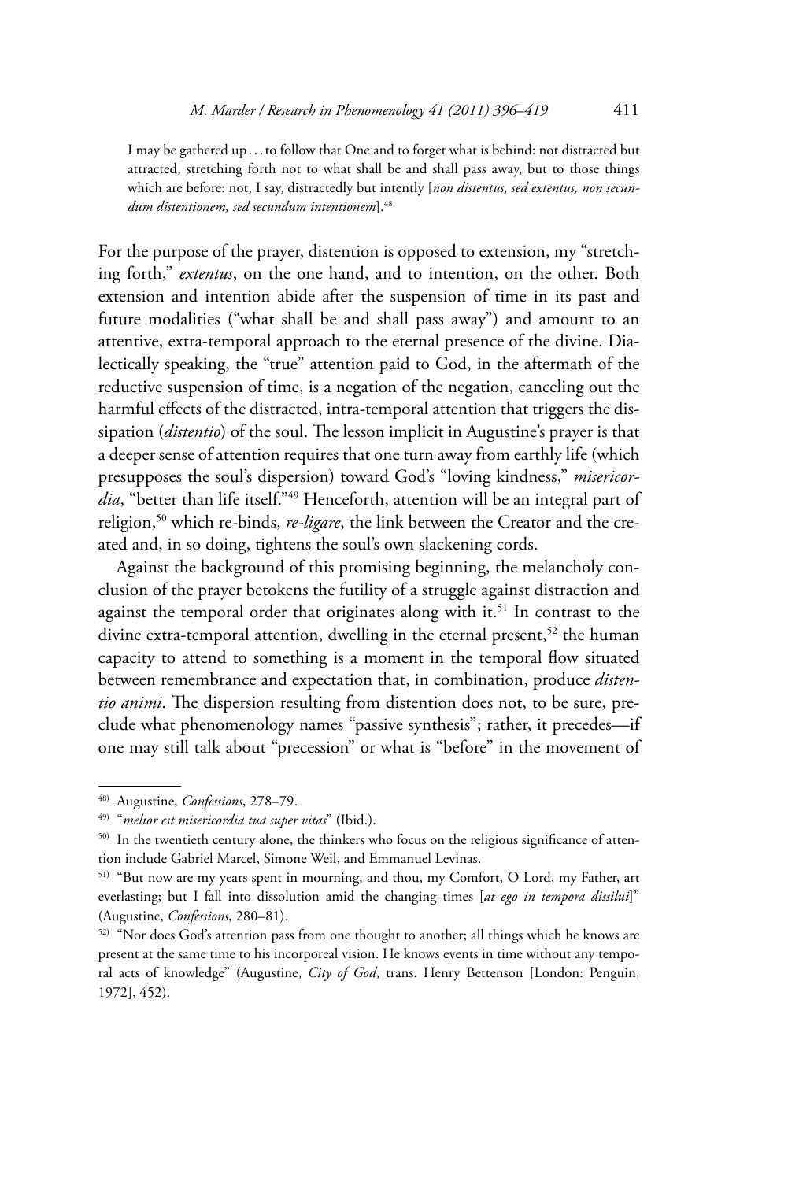> I may be gathered up . . . to follow that One and to forget what is behind: not distracted but attracted, stretching forth not to what shall be and shall pass away, but to those things which are before: not, I say, distractedly but intently [*non distentus, sed extentus, non secundum distentionem, sed secundum intentionem*].[48]

For the purpose of the prayer, distention is opposed to extension, my "stretching forth," *extentus*, on the one hand, and to intention, on the other. Both extension and intention abide after the suspension of time in its past and future modalities ("what shall be and shall pass away") and amount to an attentive, extra-temporal approach to the eternal presence of the divine. Dialectically speaking, the "true" attention paid to God, in the aftermath of the reductive suspension of time, is a negation of the negation, canceling out the harmful effects of the distracted, intra-temporal attention that triggers the dissipation (*distentio*) of the soul. The lesson implicit in Augustine's prayer is that a deeper sense of attention requires that one turn away from earthly life (which presupposes the soul's dispersion) toward God's "loving kindness," *misericordia*, "better than life itself."[49] Henceforth, attention will be an integral part of religion,[50] which re-binds, *re-ligare*, the link between the Creator and the created and, in so doing, tightens the soul's own slackening cords.

Against the background of this promising beginning, the melancholy conclusion of the prayer betokens the futility of a struggle against distraction and against the temporal order that originates along with it.[51] In contrast to the divine extra-temporal attention, dwelling in the eternal present,[52] the human capacity to attend to something is a moment in the temporal flow situated between remembrance and expectation that, in combination, produce *distentio animi*. The dispersion resulting from distention does not, to be sure, preclude what phenomenology names "passive synthesis"; rather, it precedes—if one may still talk about "precession" or what is "before" in the movement of

---

48) Augustine, *Confessions*, 278–79.

49) "*melior est misericordia tua super vitas*" (Ibid.).

50) In the twentieth century alone, the thinkers who focus on the religious significance of attention include Gabriel Marcel, Simone Weil, and Emmanuel Levinas.

51) "But now are my years spent in mourning, and thou, my Comfort, O Lord, my Father, art everlasting; but I fall into dissolution amid the changing times [*at ego in tempora dissilui*]" (Augustine, *Confessions*, 280–81).

52) "Nor does God's attention pass from one thought to another; all things which he knows are present at the same time to his incorporeal vision. He knows events in time without any temporal acts of knowledge" (Augustine, *City of God*, trans. Henry Bettenson [London: Penguin, 1972], 452).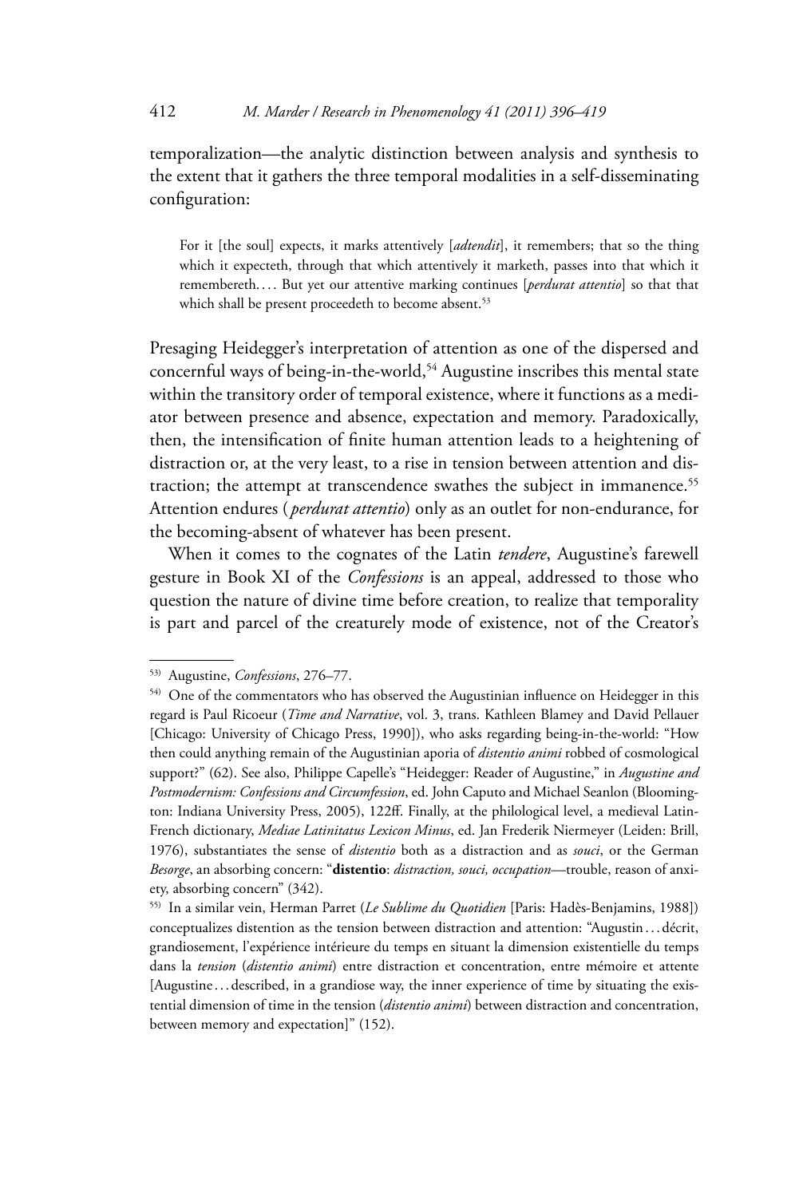temporalization—the analytic distinction between analysis and synthesis to the extent that it gathers the three temporal modalities in a self-disseminating configuration:

> For it [the soul] expects, it marks attentively [*adtendit*], it remembers; that so the thing which it expecteth, through that which attentively it marketh, passes into that which it remembereth. . . . But yet our attentive marking continues [*perdurat attentio*] so that that which shall be present proceedeth to become absent.[53]

Presaging Heidegger's interpretation of attention as one of the dispersed and concernful ways of being-in-the-world,[54] Augustine inscribes this mental state within the transitory order of temporal existence, where it functions as a mediator between presence and absence, expectation and memory. Paradoxically, then, the intensification of finite human attention leads to a heightening of distraction or, at the very least, to a rise in tension between attention and distraction; the attempt at transcendence swathes the subject in immanence.[55] Attention endures (*perdurat attentio*) only as an outlet for non-endurance, for the becoming-absent of whatever has been present.

When it comes to the cognates of the Latin *tendere*, Augustine's farewell gesture in Book XI of the *Confessions* is an appeal, addressed to those who question the nature of divine time before creation, to realize that temporality is part and parcel of the creaturely mode of existence, not of the Creator's

---

[53] Augustine, *Confessions*, 276–77.

[54] One of the commentators who has observed the Augustinian influence on Heidegger in this regard is Paul Ricoeur (*Time and Narrative*, vol. 3, trans. Kathleen Blamey and David Pellauer [Chicago: University of Chicago Press, 1990]), who asks regarding being-in-the-world: "How then could anything remain of the Augustinian aporia of *distentio animi* robbed of cosmological support?" (62). See also, Philippe Capelle's "Heidegger: Reader of Augustine," in *Augustine and Postmodernism: Confessions and Circumfession*, ed. John Caputo and Michael Seanlon (Bloomington: Indiana University Press, 2005), 122ff. Finally, at the philological level, a medieval Latin-French dictionary, *Mediae Latinitatus Lexicon Minus*, ed. Jan Frederik Niermeyer (Leiden: Brill, 1976), substantiates the sense of *distentio* both as a distraction and as *souci*, or the German *Besorge*, an absorbing concern: "**distentio**: *distraction, souci, occupation*—trouble, reason of anxiety, absorbing concern" (342).

[55] In a similar vein, Herman Parret (*Le Sublime du Quotidien* [Paris: Hadès-Benjamins, 1988]) conceptualizes distention as the tension between distraction and attention: "Augustin . . . décrit, grandiosement, l'expérience intérieure du temps en situant la dimension existentielle du temps dans la *tension* (*distentio animi*) entre distraction et concentration, entre mémoire et attente [Augustine . . . described, in a grandiose way, the inner experience of time by situating the existential dimension of time in the tension (*distentio animi*) between distraction and concentration, between memory and expectation]" (152).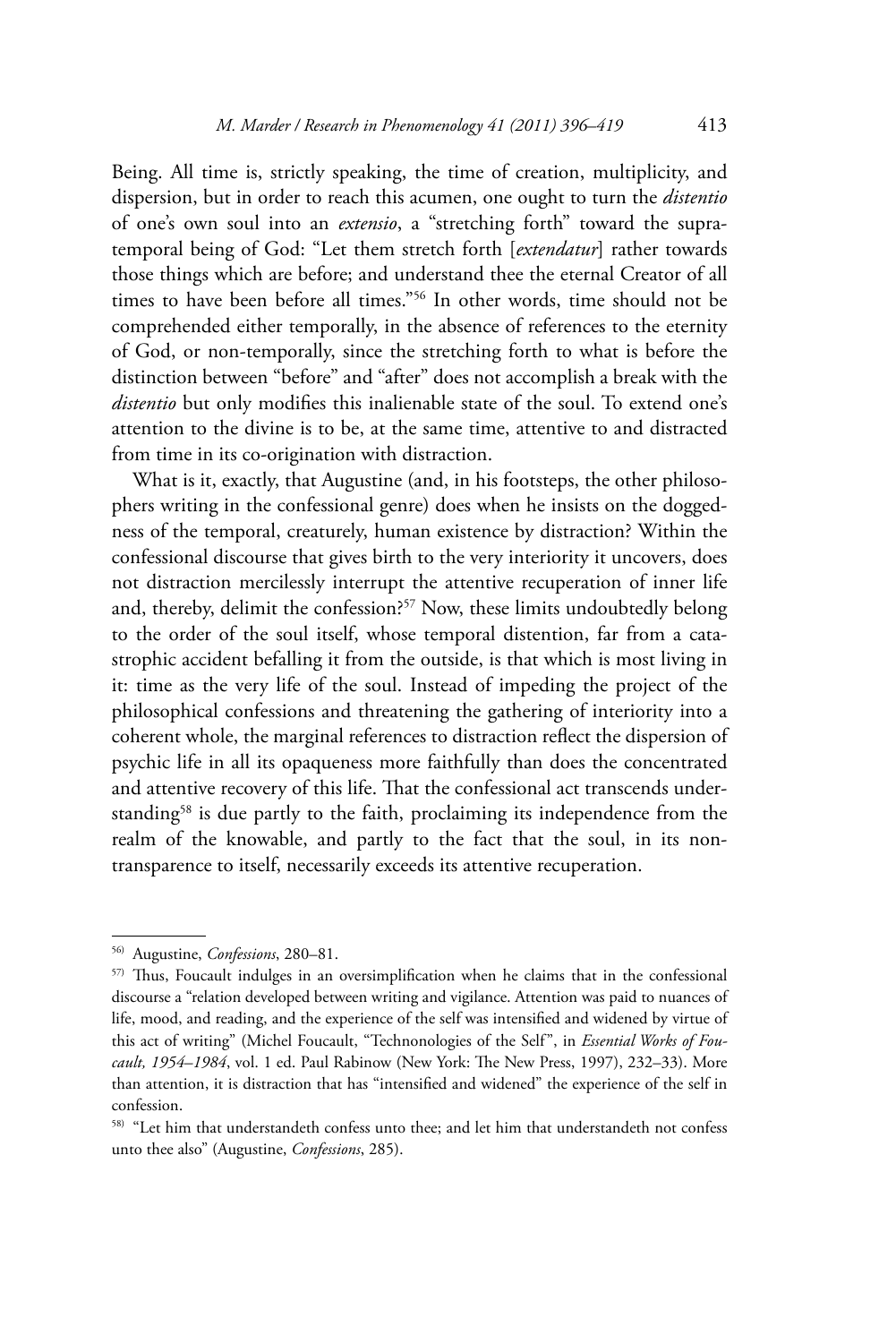Being. All time is, strictly speaking, the time of creation, multiplicity, and dispersion, but in order to reach this acumen, one ought to turn the *distentio* of one's own soul into an *extensio*, a "stretching forth" toward the supratemporal being of God: "Let them stretch forth [*extendatur*] rather towards those things which are before; and understand thee the eternal Creator of all times to have been before all times."[56] In other words, time should not be comprehended either temporally, in the absence of references to the eternity of God, or non-temporally, since the stretching forth to what is before the distinction between "before" and "after" does not accomplish a break with the *distentio* but only modifies this inalienable state of the soul. To extend one's attention to the divine is to be, at the same time, attentive to and distracted from time in its co-origination with distraction.

What is it, exactly, that Augustine (and, in his footsteps, the other philosophers writing in the confessional genre) does when he insists on the doggedness of the temporal, creaturely, human existence by distraction? Within the confessional discourse that gives birth to the very interiority it uncovers, does not distraction mercilessly interrupt the attentive recuperation of inner life and, thereby, delimit the confession?[57] Now, these limits undoubtedly belong to the order of the soul itself, whose temporal distention, far from a catastrophic accident befalling it from the outside, is that which is most living in it: time as the very life of the soul. Instead of impeding the project of the philosophical confessions and threatening the gathering of interiority into a coherent whole, the marginal references to distraction reflect the dispersion of psychic life in all its opaqueness more faithfully than does the concentrated and attentive recovery of this life. That the confessional act transcends understanding[58] is due partly to the faith, proclaiming its independence from the realm of the knowable, and partly to the fact that the soul, in its non-transparence to itself, necessarily exceeds its attentive recuperation.

---

[56] Augustine, *Confessions*, 280–81.

[57] Thus, Foucault indulges in an oversimplification when he claims that in the confessional discourse a "relation developed between writing and vigilance. Attention was paid to nuances of life, mood, and reading, and the experience of the self was intensified and widened by virtue of this act of writing" (Michel Foucault, "Technonologies of the Self", in *Essential Works of Foucault, 1954–1984*, vol. 1 ed. Paul Rabinow (New York: The New Press, 1997), 232–33). More than attention, it is distraction that has "intensified and widened" the experience of the self in confession.

[58] "Let him that understandeth confess unto thee; and let him that understandeth not confess unto thee also" (Augustine, *Confessions*, 285).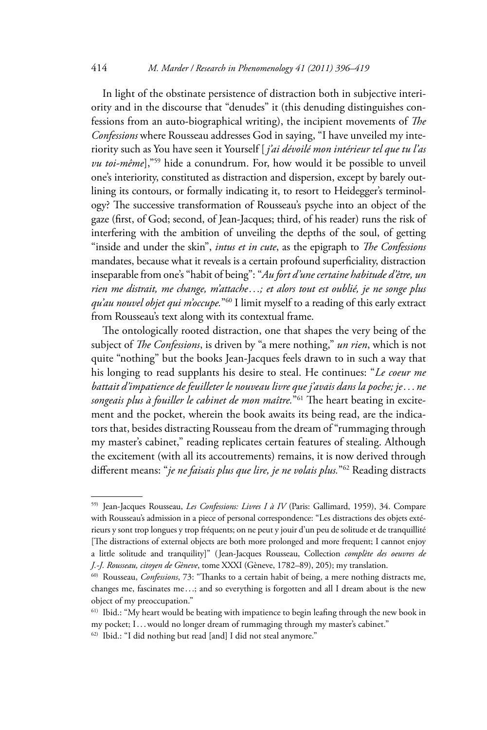In light of the obstinate persistence of distraction both in subjective interiority and in the discourse that "denudes" it (this denuding distinguishes confessions from an auto-biographical writing), the incipient movements of *The Confessions* where Rousseau addresses God in saying, "I have unveiled my interiority such as You have seen it Yourself [*j'ai dévoilé mon intérieur tel que tu l'as vu toi-même*],"[59] hide a conundrum. For, how would it be possible to unveil one's interiority, constituted as distraction and dispersion, except by barely outlining its contours, or formally indicating it, to resort to Heidegger's terminology? The successive transformation of Rousseau's psyche into an object of the gaze (first, of God; second, of Jean-Jacques; third, of his reader) runs the risk of interfering with the ambition of unveiling the depths of the soul, of getting "inside and under the skin", *intus et in cute*, as the epigraph to *The Confessions* mandates, because what it reveals is a certain profound superficiality, distraction inseparable from one's "habit of being": "*Au fort d'une certaine habitude d'être, un rien me distrait, me change, m'attache…; et alors tout est oublié, je ne songe plus qu'au nouvel objet qui m'occupe.*"[60] I limit myself to a reading of this early extract from Rousseau's text along with its contextual frame.

The ontologically rooted distraction, one that shapes the very being of the subject of *The Confessions*, is driven by "a mere nothing," *un rien*, which is not quite "nothing" but the books Jean-Jacques feels drawn to in such a way that his longing to read supplants his desire to steal. He continues: "*Le coeur me battait d'impatience de feuilleter le nouveau livre que j'avais dans la poche; je… ne songeais plus à fouiller le cabinet de mon maître.*"[61] The heart beating in excitement and the pocket, wherein the book awaits its being read, are the indicators that, besides distracting Rousseau from the dream of "rummaging through my master's cabinet," reading replicates certain features of stealing. Although the excitement (with all its accoutrements) remains, it is now derived through different means: "*je ne faisais plus que lire, je ne volais plus.*"[62] Reading distracts

---

[59] Jean-Jacques Rousseau, *Les Confessions: Livres I à IV* (Paris: Gallimard, 1959), 34. Compare with Rousseau's admission in a piece of personal correspondence: "Les distractions des objets extérieurs y sont trop longues y trop fréquents; on ne peut y jouir d'un peu de solitude et de tranquillité [The distractions of external objects are both more prolonged and more frequent; I cannot enjoy a little solitude and tranquility]" (Jean-Jacques Rousseau, Collection *complète des oeuvres de J.-J. Rousseau, citoyen de Genève*, tome XXXI (Genève, 1782–89), 205); my translation.

[60] Rousseau, *Confessions*, 73: "Thanks to a certain habit of being, a mere nothing distracts me, changes me, fascinates me…; and so everything is forgotten and all I dream about is the new object of my preoccupation."

[61] Ibid.: "My heart would be beating with impatience to begin leafing through the new book in my pocket; I… would no longer dream of rummaging through my master's cabinet."

[62] Ibid.: "I did nothing but read [and] I did not steal anymore."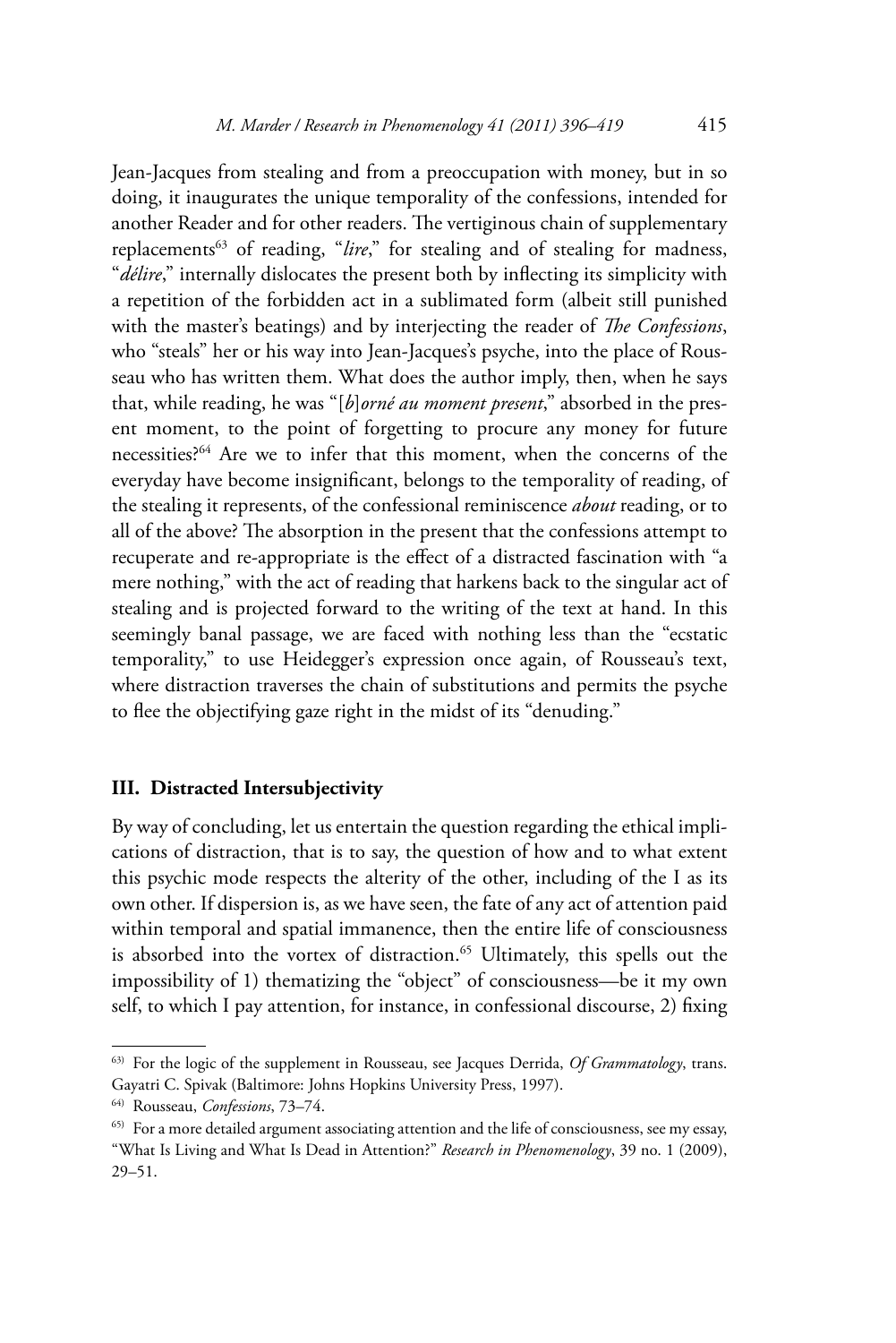Jean-Jacques from stealing and from a preoccupation with money, but in so doing, it inaugurates the unique temporality of the confessions, intended for another Reader and for other readers. The vertiginous chain of supplementary replacements[63] of reading, "*lire*," for stealing and of stealing for madness, "*délire*," internally dislocates the present both by inflecting its simplicity with a repetition of the forbidden act in a sublimated form (albeit still punished with the master's beatings) and by interjecting the reader of *The Confessions*, who "steals" her or his way into Jean-Jacques's psyche, into the place of Rousseau who has written them. What does the author imply, then, when he says that, while reading, he was "[*b*]*orné au moment present*," absorbed in the present moment, to the point of forgetting to procure any money for future necessities?[64] Are we to infer that this moment, when the concerns of the everyday have become insignificant, belongs to the temporality of reading, of the stealing it represents, of the confessional reminiscence *about* reading, or to all of the above? The absorption in the present that the confessions attempt to recuperate and re-appropriate is the effect of a distracted fascination with "a mere nothing," with the act of reading that harkens back to the singular act of stealing and is projected forward to the writing of the text at hand. In this seemingly banal passage, we are faced with nothing less than the "ecstatic temporality," to use Heidegger's expression once again, of Rousseau's text, where distraction traverses the chain of substitutions and permits the psyche to flee the objectifying gaze right in the midst of its "denuding."

## III. Distracted Intersubjectivity

By way of concluding, let us entertain the question regarding the ethical implications of distraction, that is to say, the question of how and to what extent this psychic mode respects the alterity of the other, including of the I as its own other. If dispersion is, as we have seen, the fate of any act of attention paid within temporal and spatial immanence, then the entire life of consciousness is absorbed into the vortex of distraction.[65] Ultimately, this spells out the impossibility of 1) thematizing the "object" of consciousness—be it my own self, to which I pay attention, for instance, in confessional discourse, 2) fixing

---

[63] For the logic of the supplement in Rousseau, see Jacques Derrida, *Of Grammatology*, trans. Gayatri C. Spivak (Baltimore: Johns Hopkins University Press, 1997).

[64] Rousseau, *Confessions*, 73–74.

[65] For a more detailed argument associating attention and the life of consciousness, see my essay, "What Is Living and What Is Dead in Attention?" *Research in Phenomenology*, 39 no. 1 (2009), 29–51.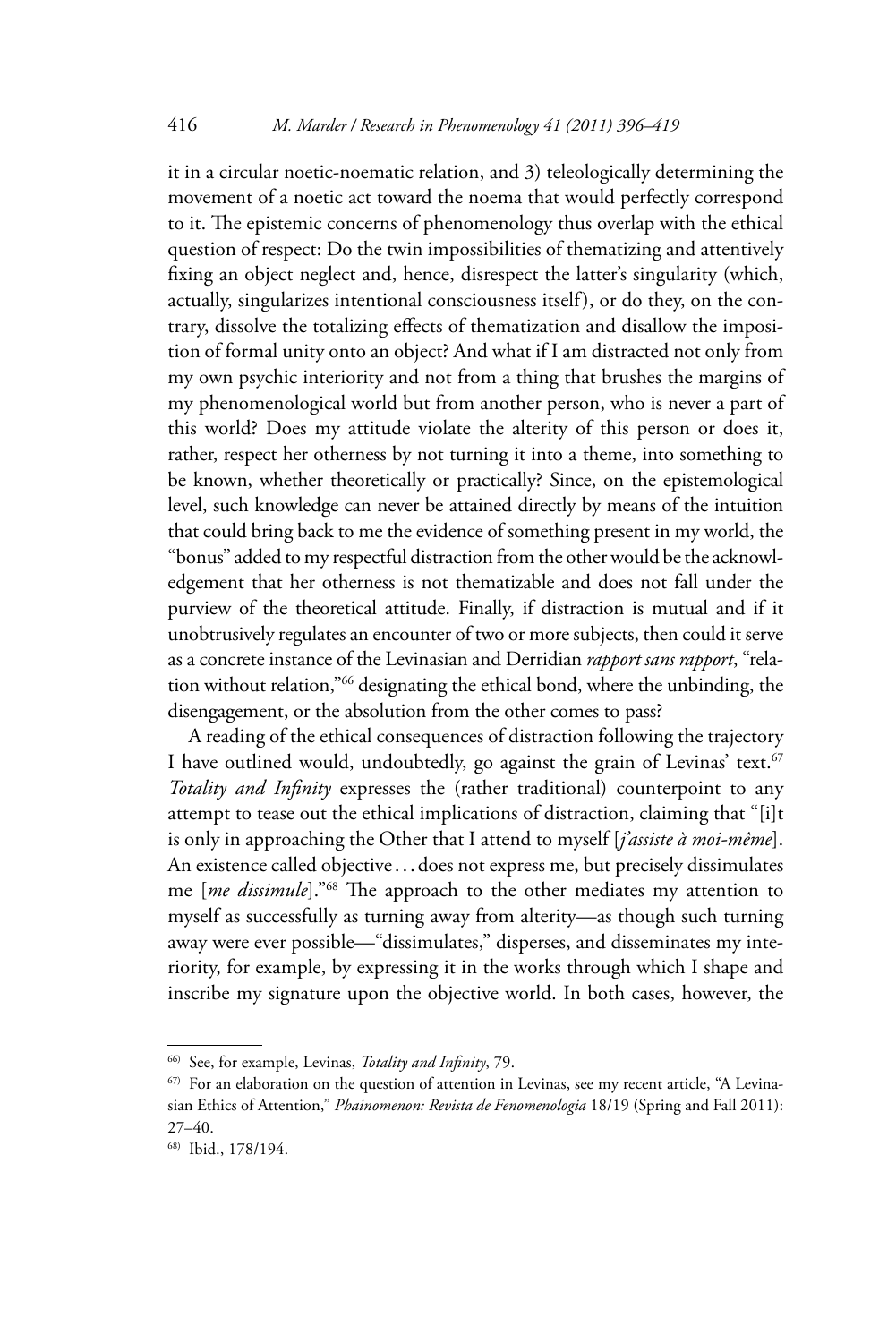it in a circular noetic-noematic relation, and 3) teleologically determining the movement of a noetic act toward the noema that would perfectly correspond to it. The epistemic concerns of phenomenology thus overlap with the ethical question of respect: Do the twin impossibilities of thematizing and attentively fixing an object neglect and, hence, disrespect the latter's singularity (which, actually, singularizes intentional consciousness itself), or do they, on the contrary, dissolve the totalizing effects of thematization and disallow the imposition of formal unity onto an object? And what if I am distracted not only from my own psychic interiority and not from a thing that brushes the margins of my phenomenological world but from another person, who is never a part of this world? Does my attitude violate the alterity of this person or does it, rather, respect her otherness by not turning it into a theme, into something to be known, whether theoretically or practically? Since, on the epistemological level, such knowledge can never be attained directly by means of the intuition that could bring back to me the evidence of something present in my world, the "bonus" added to my respectful distraction from the other would be the acknowledgement that her otherness is not thematizable and does not fall under the purview of the theoretical attitude. Finally, if distraction is mutual and if it unobtrusively regulates an encounter of two or more subjects, then could it serve as a concrete instance of the Levinasian and Derridian *rapport sans rapport*, "relation without relation,"[66] designating the ethical bond, where the unbinding, the disengagement, or the absolution from the other comes to pass?

A reading of the ethical consequences of distraction following the trajectory I have outlined would, undoubtedly, go against the grain of Levinas' text.[67] *Totality and Infinity* expresses the (rather traditional) counterpoint to any attempt to tease out the ethical implications of distraction, claiming that "[i]t is only in approaching the Other that I attend to myself [*j'assiste à moi-même*]. An existence called objective . . . does not express me, but precisely dissimulates me [*me dissimule*]."[68] The approach to the other mediates my attention to myself as successfully as turning away from alterity—as though such turning away were ever possible—"dissimulates," disperses, and disseminates my interiority, for example, by expressing it in the works through which I shape and inscribe my signature upon the objective world. In both cases, however, the

---

[66] See, for example, Levinas, *Totality and Infinity*, 79.

[67] For an elaboration on the question of attention in Levinas, see my recent article, "A Levinasian Ethics of Attention," *Phainomenon: Revista de Fenomenologia* 18/19 (Spring and Fall 2011): 27–40.

[68] Ibid., 178/194.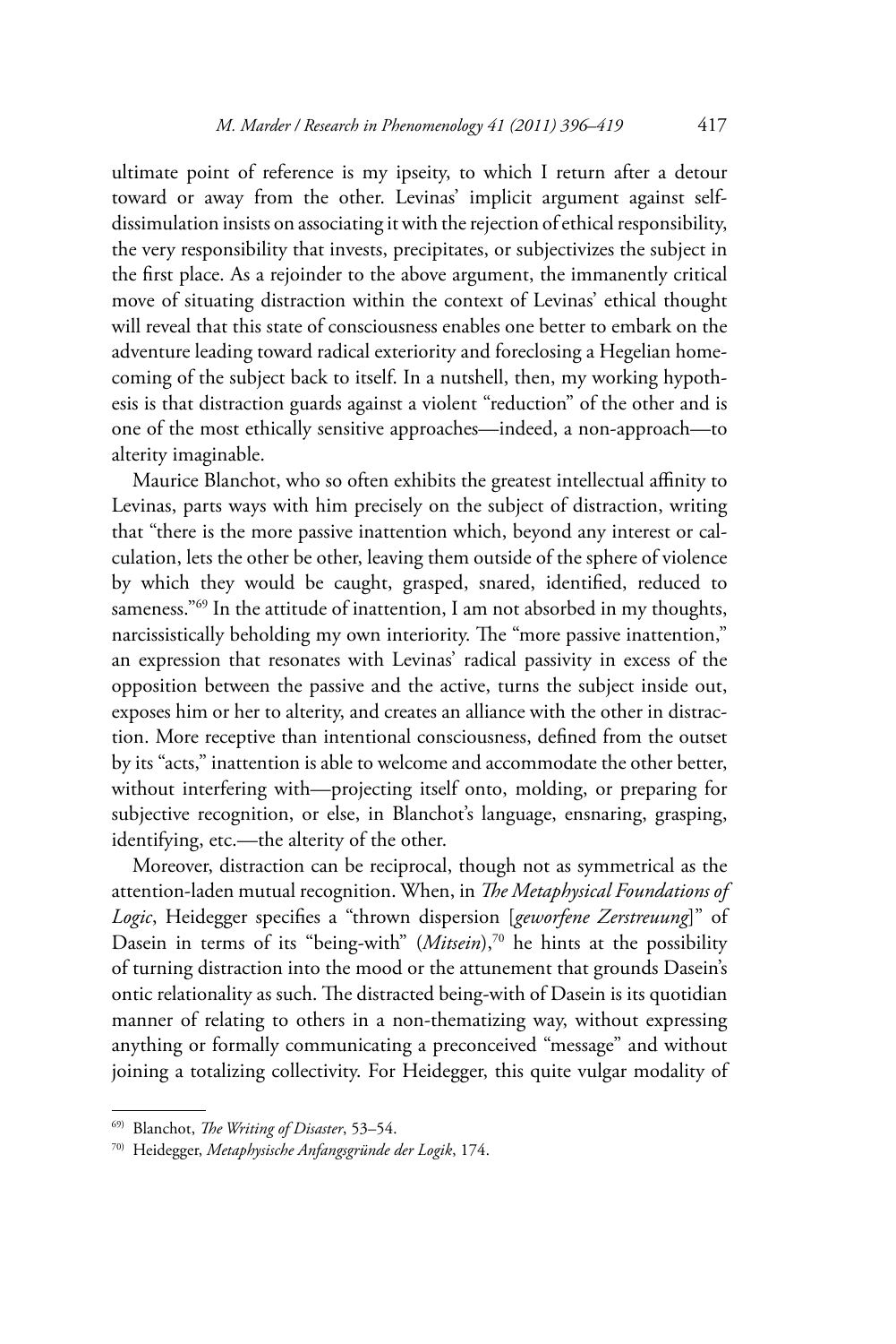ultimate point of reference is my ipseity, to which I return after a detour toward or away from the other. Levinas' implicit argument against self-dissimulation insists on associating it with the rejection of ethical responsibility, the very responsibility that invests, precipitates, or subjectivizes the subject in the first place. As a rejoinder to the above argument, the immanently critical move of situating distraction within the context of Levinas' ethical thought will reveal that this state of consciousness enables one better to embark on the adventure leading toward radical exteriority and foreclosing a Hegelian home-coming of the subject back to itself. In a nutshell, then, my working hypothesis is that distraction guards against a violent "reduction" of the other and is one of the most ethically sensitive approaches—indeed, a non-approach—to alterity imaginable.

Maurice Blanchot, who so often exhibits the greatest intellectual affinity to Levinas, parts ways with him precisely on the subject of distraction, writing that "there is the more passive inattention which, beyond any interest or calculation, lets the other be other, leaving them outside of the sphere of violence by which they would be caught, grasped, snared, identified, reduced to sameness."[69] In the attitude of inattention, I am not absorbed in my thoughts, narcissistically beholding my own interiority. The "more passive inattention," an expression that resonates with Levinas' radical passivity in excess of the opposition between the passive and the active, turns the subject inside out, exposes him or her to alterity, and creates an alliance with the other in distraction. More receptive than intentional consciousness, defined from the outset by its "acts," inattention is able to welcome and accommodate the other better, without interfering with—projecting itself onto, molding, or preparing for subjective recognition, or else, in Blanchot's language, ensnaring, grasping, identifying, etc.—the alterity of the other.

Moreover, distraction can be reciprocal, though not as symmetrical as the attention-laden mutual recognition. When, in *The Metaphysical Foundations of Logic*, Heidegger specifies a "thrown dispersion [*geworfene Zerstreuung*]" of Dasein in terms of its "being-with" (*Mitsein*),[70] he hints at the possibility of turning distraction into the mood or the attunement that grounds Dasein's ontic relationality as such. The distracted being-with of Dasein is its quotidian manner of relating to others in a non-thematizing way, without expressing anything or formally communicating a preconceived "message" and without joining a totalizing collectivity. For Heidegger, this quite vulgar modality of

---

[69] Blanchot, *The Writing of Disaster*, 53–54.

[70] Heidegger, *Metaphysische Anfangsgründe der Logik*, 174.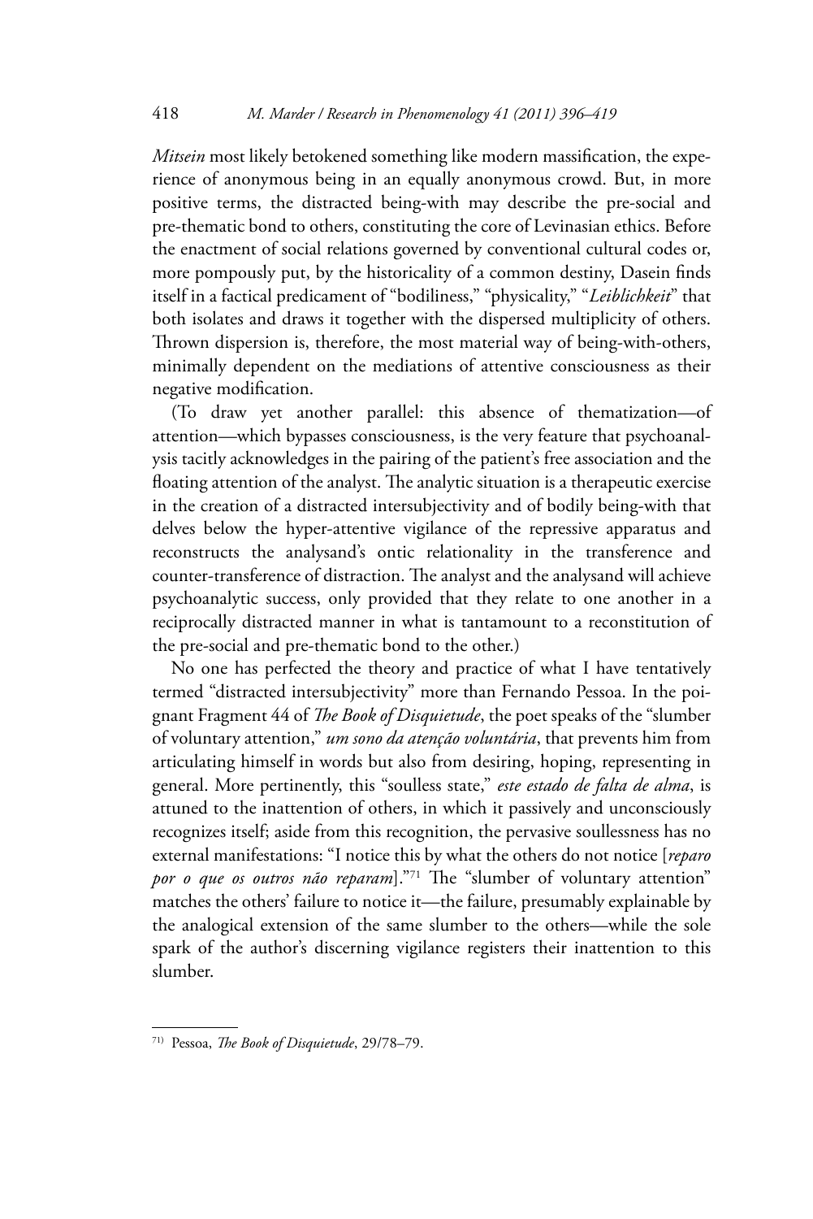*Mitsein* most likely betokened something like modern massification, the experience of anonymous being in an equally anonymous crowd. But, in more positive terms, the distracted being-with may describe the pre-social and pre-thematic bond to others, constituting the core of Levinasian ethics. Before the enactment of social relations governed by conventional cultural codes or, more pompously put, by the historicality of a common destiny, Dasein finds itself in a factical predicament of "bodiliness," "physicality," "*Leiblichkeit*" that both isolates and draws it together with the dispersed multiplicity of others. Thrown dispersion is, therefore, the most material way of being-with-others, minimally dependent on the mediations of attentive consciousness as their negative modification.

(To draw yet another parallel: this absence of thematization—of attention—which bypasses consciousness, is the very feature that psychoanalysis tacitly acknowledges in the pairing of the patient's free association and the floating attention of the analyst. The analytic situation is a therapeutic exercise in the creation of a distracted intersubjectivity and of bodily being-with that delves below the hyper-attentive vigilance of the repressive apparatus and reconstructs the analysand's ontic relationality in the transference and counter-transference of distraction. The analyst and the analysand will achieve psychoanalytic success, only provided that they relate to one another in a reciprocally distracted manner in what is tantamount to a reconstitution of the pre-social and pre-thematic bond to the other.)

No one has perfected the theory and practice of what I have tentatively termed "distracted intersubjectivity" more than Fernando Pessoa. In the poignant Fragment 44 of *The Book of Disquietude*, the poet speaks of the "slumber of voluntary attention," *um sono da atenção voluntária*, that prevents him from articulating himself in words but also from desiring, hoping, representing in general. More pertinently, this "soulless state," *este estado de falta de alma*, is attuned to the inattention of others, in which it passively and unconsciously recognizes itself; aside from this recognition, the pervasive soullessness has no external manifestations: "I notice this by what the others do not notice [*reparo por o que os outros não reparam*]."[71] The "slumber of voluntary attention" matches the others' failure to notice it—the failure, presumably explainable by the analogical extension of the same slumber to the others—while the sole spark of the author's discerning vigilance registers their inattention to this slumber.

---

[71] Pessoa, *The Book of Disquietude*, 29/78–79.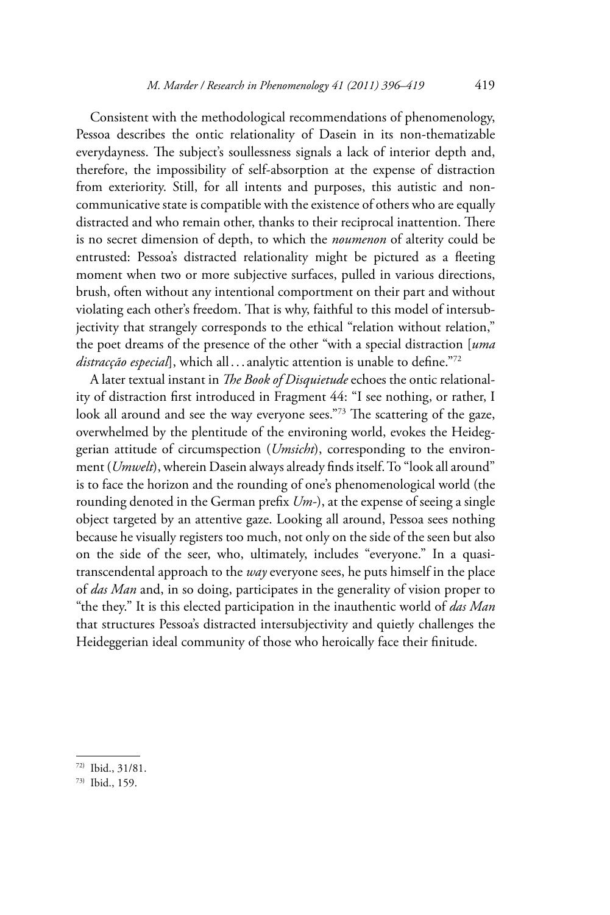Consistent with the methodological recommendations of phenomenology, Pessoa describes the ontic relationality of Dasein in its non-thematizable everydayness. The subject's soullessness signals a lack of interior depth and, therefore, the impossibility of self-absorption at the expense of distraction from exteriority. Still, for all intents and purposes, this autistic and non-communicative state is compatible with the existence of others who are equally distracted and who remain other, thanks to their reciprocal inattention. There is no secret dimension of depth, to which the *noumenon* of alterity could be entrusted: Pessoa's distracted relationality might be pictured as a fleeting moment when two or more subjective surfaces, pulled in various directions, brush, often without any intentional comportment on their part and without violating each other's freedom. That is why, faithful to this model of intersubjectivity that strangely corresponds to the ethical "relation without relation," the poet dreams of the presence of the other "with a special distraction [*uma distracção especial*], which all . . . analytic attention is unable to define."[72]

A later textual instant in *The Book of Disquietude* echoes the ontic relationality of distraction first introduced in Fragment 44: "I see nothing, or rather, I look all around and see the way everyone sees."[73] The scattering of the gaze, overwhelmed by the plentitude of the environing world, evokes the Heideggerian attitude of circumspection (*Umsicht*), corresponding to the environment (*Umwelt*), wherein Dasein always already finds itself. To "look all around" is to face the horizon and the rounding of one's phenomenological world (the rounding denoted in the German prefix *Um*-), at the expense of seeing a single object targeted by an attentive gaze. Looking all around, Pessoa sees nothing because he visually registers too much, not only on the side of the seen but also on the side of the seer, who, ultimately, includes "everyone." In a quasi-transcendental approach to the *way* everyone sees, he puts himself in the place of *das Man* and, in so doing, participates in the generality of vision proper to "the they." It is this elected participation in the inauthentic world of *das Man* that structures Pessoa's distracted intersubjectivity and quietly challenges the Heideggerian ideal community of those who heroically face their finitude.

---

72) Ibid., 31/81.

73) Ibid., 159.